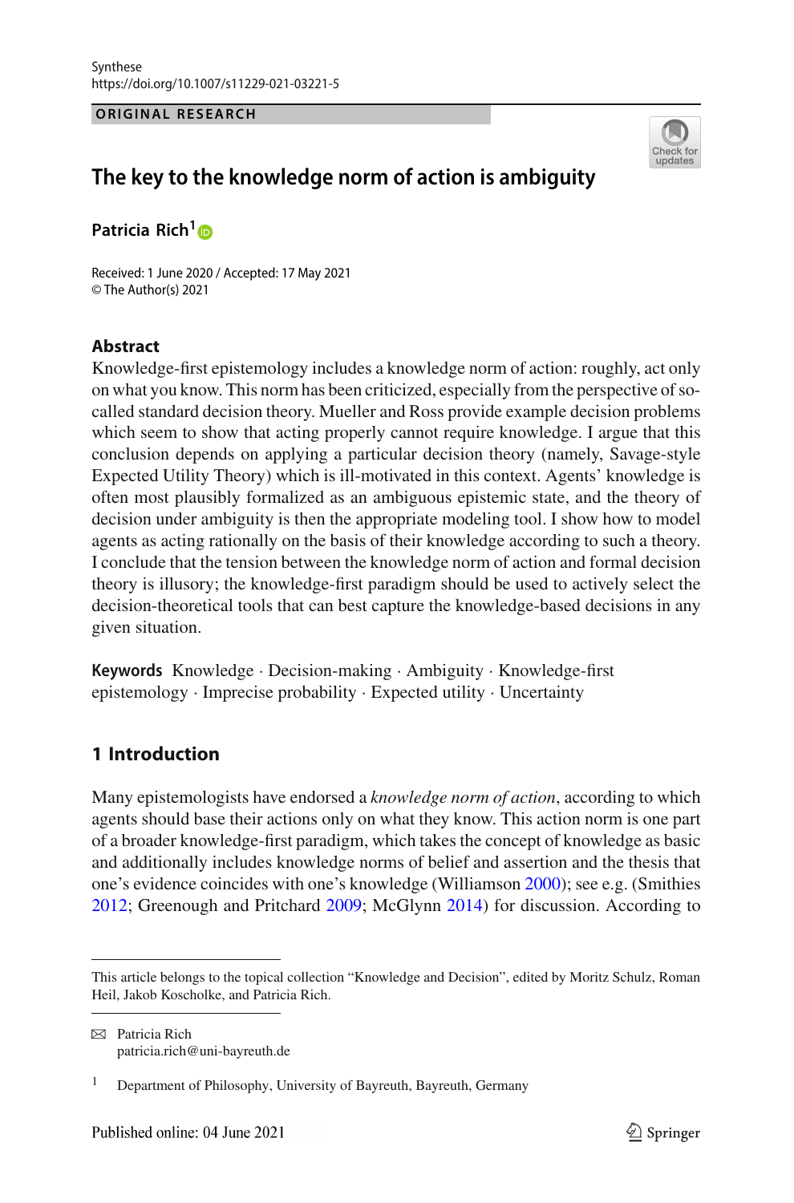Synthese
https://doi.org/10.1007/s11229-021-03221-5

ORIGINAL RESEARCH

# The key to the knowledge norm of action is ambiguity

**Patricia Rich**[1]

Received: 1 June 2020 / Accepted: 17 May 2021
© The Author(s) 2021

## Abstract

Knowledge-first epistemology includes a knowledge norm of action: roughly, act only on what you know. This norm has been criticized, especially from the perspective of so-called standard decision theory. Mueller and Ross provide example decision problems which seem to show that acting properly cannot require knowledge. I argue that this conclusion depends on applying a particular decision theory (namely, Savage-style Expected Utility Theory) which is ill-motivated in this context. Agents' knowledge is often most plausibly formalized as an ambiguous epistemic state, and the theory of decision under ambiguity is then the appropriate modeling tool. I show how to model agents as acting rationally on the basis of their knowledge according to such a theory. I conclude that the tension between the knowledge norm of action and formal decision theory is illusory; the knowledge-first paradigm should be used to actively select the decision-theoretical tools that can best capture the knowledge-based decisions in any given situation.

**Keywords** Knowledge · Decision-making · Ambiguity · Knowledge-first epistemology · Imprecise probability · Expected utility · Uncertainty

## 1 Introduction

Many epistemologists have endorsed a *knowledge norm of action*, according to which agents should base their actions only on what they know. This action norm is one part of a broader knowledge-first paradigm, which takes the concept of knowledge as basic and additionally includes knowledge norms of belief and assertion and the thesis that one's evidence coincides with one's knowledge (Williamson 2000); see e.g. (Smithies 2012; Greenough and Pritchard 2009; McGlynn 2014) for discussion. According to

---

This article belongs to the topical collection "Knowledge and Decision", edited by Moritz Schulz, Roman Heil, Jakob Koscholke, and Patricia Rich.

✉ Patricia Rich
patricia.rich@uni-bayreuth.de

[1] Department of Philosophy, University of Bayreuth, Bayreuth, Germany

Published online: 04 June 2021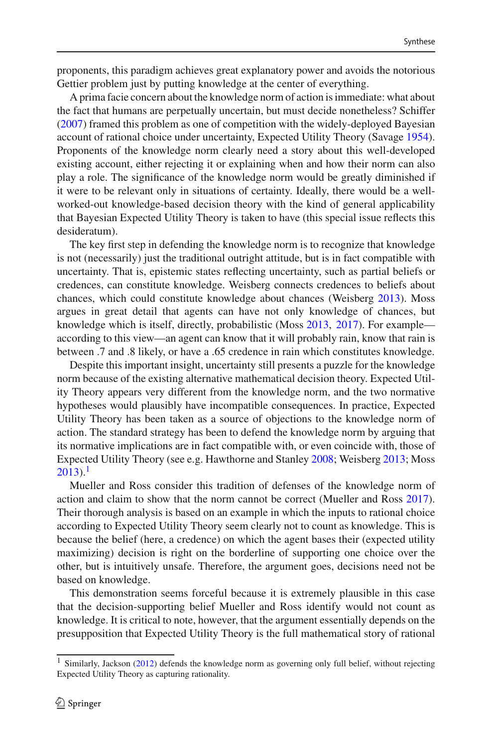proponents, this paradigm achieves great explanatory power and avoids the notorious Gettier problem just by putting knowledge at the center of everything.

A prima facie concern about the knowledge norm of action is immediate: what about the fact that humans are perpetually uncertain, but must decide nonetheless? Schiffer (2007) framed this problem as one of competition with the widely-deployed Bayesian account of rational choice under uncertainty, Expected Utility Theory (Savage 1954). Proponents of the knowledge norm clearly need a story about this well-developed existing account, either rejecting it or explaining when and how their norm can also play a role. The significance of the knowledge norm would be greatly diminished if it were to be relevant only in situations of certainty. Ideally, there would be a well-worked-out knowledge-based decision theory with the kind of general applicability that Bayesian Expected Utility Theory is taken to have (this special issue reflects this desideratum).

The key first step in defending the knowledge norm is to recognize that knowledge is not (necessarily) just the traditional outright attitude, but is in fact compatible with uncertainty. That is, epistemic states reflecting uncertainty, such as partial beliefs or credences, can constitute knowledge. Weisberg connects credences to beliefs about chances, which could constitute knowledge about chances (Weisberg 2013). Moss argues in great detail that agents can have not only knowledge of chances, but knowledge which is itself, directly, probabilistic (Moss 2013, 2017). For example—according to this view—an agent can know that it will probably rain, know that rain is between .7 and .8 likely, or have a .65 credence in rain which constitutes knowledge.

Despite this important insight, uncertainty still presents a puzzle for the knowledge norm because of the existing alternative mathematical decision theory. Expected Utility Theory appears very different from the knowledge norm, and the two normative hypotheses would plausibly have incompatible consequences. In practice, Expected Utility Theory has been taken as a source of objections to the knowledge norm of action. The standard strategy has been to defend the knowledge norm by arguing that its normative implications are in fact compatible with, or even coincide with, those of Expected Utility Theory (see e.g. Hawthorne and Stanley 2008; Weisberg 2013; Moss 2013).[1]

Mueller and Ross consider this tradition of defenses of the knowledge norm of action and claim to show that the norm cannot be correct (Mueller and Ross 2017). Their thorough analysis is based on an example in which the inputs to rational choice according to Expected Utility Theory seem clearly not to count as knowledge. This is because the belief (here, a credence) on which the agent bases their (expected utility maximizing) decision is right on the borderline of supporting one choice over the other, but is intuitively unsafe. Therefore, the argument goes, decisions need not be based on knowledge.

This demonstration seems forceful because it is extremely plausible in this case that the decision-supporting belief Mueller and Ross identify would not count as knowledge. It is critical to note, however, that the argument essentially depends on the presupposition that Expected Utility Theory is the full mathematical story of rational

[1] Similarly, Jackson (2012) defends the knowledge norm as governing only full belief, without rejecting Expected Utility Theory as capturing rationality.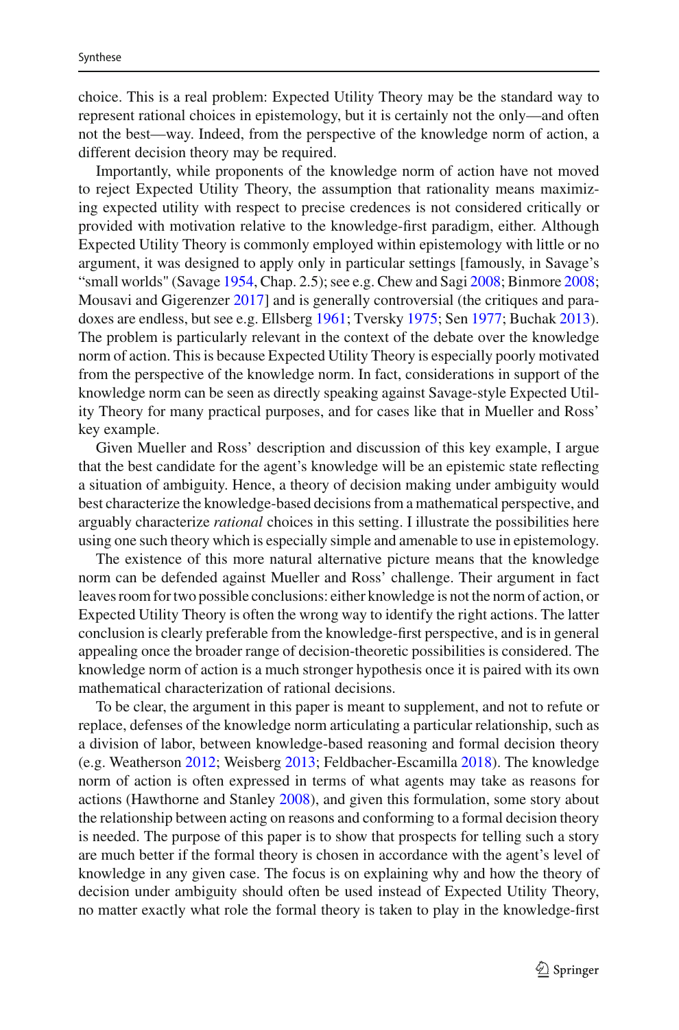choice. This is a real problem: Expected Utility Theory may be the standard way to represent rational choices in epistemology, but it is certainly not the only—and often not the best—way. Indeed, from the perspective of the knowledge norm of action, a different decision theory may be required.

Importantly, while proponents of the knowledge norm of action have not moved to reject Expected Utility Theory, the assumption that rationality means maximizing expected utility with respect to precise credences is not considered critically or provided with motivation relative to the knowledge-first paradigm, either. Although Expected Utility Theory is commonly employed within epistemology with little or no argument, it was designed to apply only in particular settings [famously, in Savage's "small worlds" (Savage 1954, Chap. 2.5); see e.g. Chew and Sagi 2008; Binmore 2008; Mousavi and Gigerenzer 2017] and is generally controversial (the critiques and paradoxes are endless, but see e.g. Ellsberg 1961; Tversky 1975; Sen 1977; Buchak 2013). The problem is particularly relevant in the context of the debate over the knowledge norm of action. This is because Expected Utility Theory is especially poorly motivated from the perspective of the knowledge norm. In fact, considerations in support of the knowledge norm can be seen as directly speaking against Savage-style Expected Utility Theory for many practical purposes, and for cases like that in Mueller and Ross' key example.

Given Mueller and Ross' description and discussion of this key example, I argue that the best candidate for the agent's knowledge will be an epistemic state reflecting a situation of ambiguity. Hence, a theory of decision making under ambiguity would best characterize the knowledge-based decisions from a mathematical perspective, and arguably characterize *rational* choices in this setting. I illustrate the possibilities here using one such theory which is especially simple and amenable to use in epistemology.

The existence of this more natural alternative picture means that the knowledge norm can be defended against Mueller and Ross' challenge. Their argument in fact leaves room for two possible conclusions: either knowledge is not the norm of action, or Expected Utility Theory is often the wrong way to identify the right actions. The latter conclusion is clearly preferable from the knowledge-first perspective, and is in general appealing once the broader range of decision-theoretic possibilities is considered. The knowledge norm of action is a much stronger hypothesis once it is paired with its own mathematical characterization of rational decisions.

To be clear, the argument in this paper is meant to supplement, and not to refute or replace, defenses of the knowledge norm articulating a particular relationship, such as a division of labor, between knowledge-based reasoning and formal decision theory (e.g. Weatherson 2012; Weisberg 2013; Feldbacher-Escamilla 2018). The knowledge norm of action is often expressed in terms of what agents may take as reasons for actions (Hawthorne and Stanley 2008), and given this formulation, some story about the relationship between acting on reasons and conforming to a formal decision theory is needed. The purpose of this paper is to show that prospects for telling such a story are much better if the formal theory is chosen in accordance with the agent's level of knowledge in any given case. The focus is on explaining why and how the theory of decision under ambiguity should often be used instead of Expected Utility Theory, no matter exactly what role the formal theory is taken to play in the knowledge-first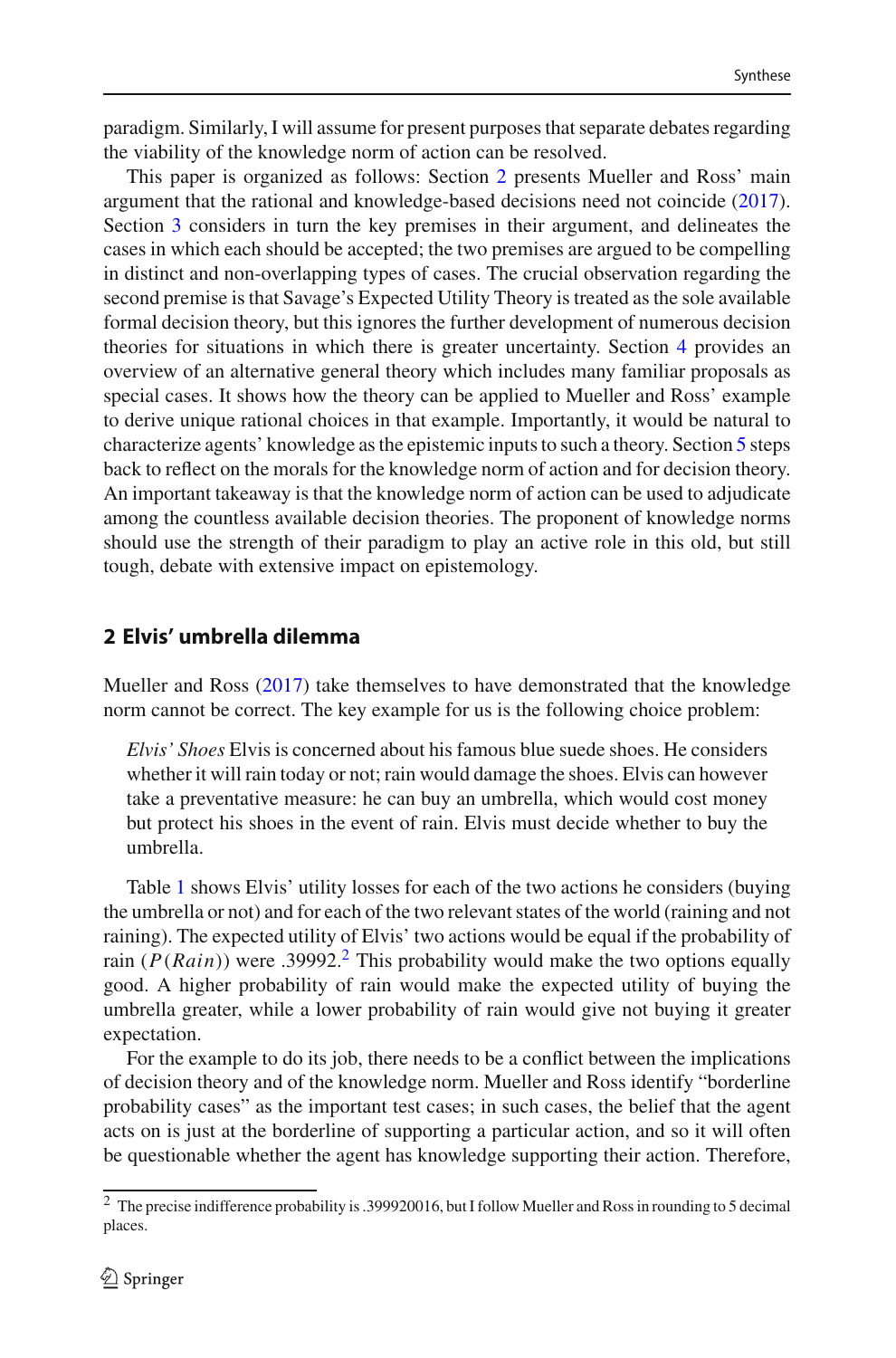paradigm. Similarly, I will assume for present purposes that separate debates regarding the viability of the knowledge norm of action can be resolved.

This paper is organized as follows: Section 2 presents Mueller and Ross' main argument that the rational and knowledge-based decisions need not coincide (2017). Section 3 considers in turn the key premises in their argument, and delineates the cases in which each should be accepted; the two premises are argued to be compelling in distinct and non-overlapping types of cases. The crucial observation regarding the second premise is that Savage's Expected Utility Theory is treated as the sole available formal decision theory, but this ignores the further development of numerous decision theories for situations in which there is greater uncertainty. Section 4 provides an overview of an alternative general theory which includes many familiar proposals as special cases. It shows how the theory can be applied to Mueller and Ross' example to derive unique rational choices in that example. Importantly, it would be natural to characterize agents' knowledge as the epistemic inputs to such a theory. Section 5 steps back to reflect on the morals for the knowledge norm of action and for decision theory. An important takeaway is that the knowledge norm of action can be used to adjudicate among the countless available decision theories. The proponent of knowledge norms should use the strength of their paradigm to play an active role in this old, but still tough, debate with extensive impact on epistemology.

## 2 Elvis' umbrella dilemma

Mueller and Ross (2017) take themselves to have demonstrated that the knowledge norm cannot be correct. The key example for us is the following choice problem:

> *Elvis' Shoes* Elvis is concerned about his famous blue suede shoes. He considers whether it will rain today or not; rain would damage the shoes. Elvis can however take a preventative measure: he can buy an umbrella, which would cost money but protect his shoes in the event of rain. Elvis must decide whether to buy the umbrella.

Table 1 shows Elvis' utility losses for each of the two actions he considers (buying the umbrella or not) and for each of the two relevant states of the world (raining and not raining). The expected utility of Elvis' two actions would be equal if the probability of rain ($P(Rain)$) were .39992.[2] This probability would make the two options equally good. A higher probability of rain would make the expected utility of buying the umbrella greater, while a lower probability of rain would give not buying it greater expectation.

For the example to do its job, there needs to be a conflict between the implications of decision theory and of the knowledge norm. Mueller and Ross identify "borderline probability cases" as the important test cases; in such cases, the belief that the agent acts on is just at the borderline of supporting a particular action, and so it will often be questionable whether the agent has knowledge supporting their action. Therefore,

---

[2] The precise indifference probability is .399920016, but I follow Mueller and Ross in rounding to 5 decimal places.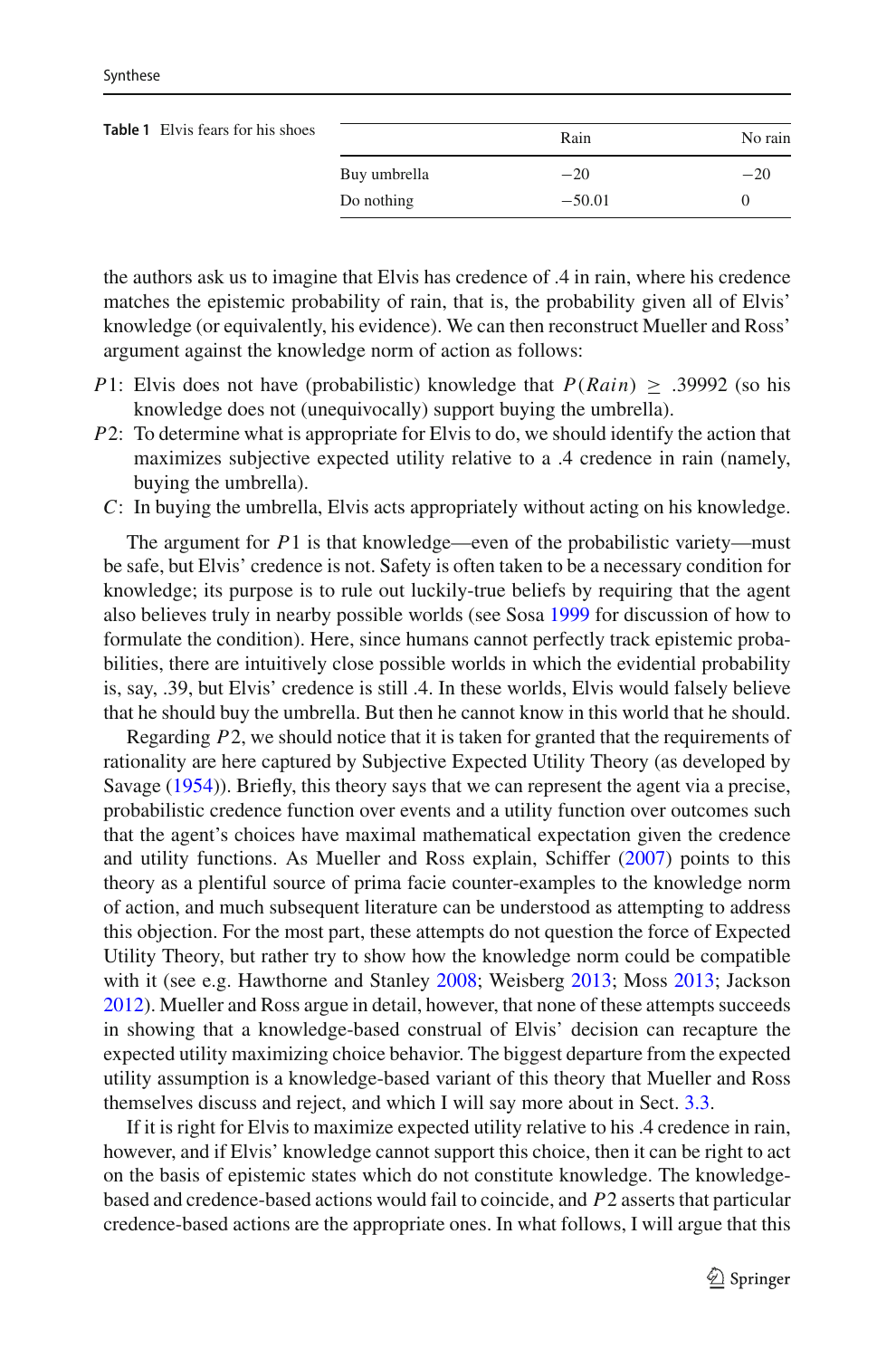**Table 1** Elvis fears for his shoes

| | Rain | No rain |
|---|---|---|
| Buy umbrella | −20 | −20 |
| Do nothing | −50.01 | 0 |

the authors ask us to imagine that Elvis has credence of .4 in rain, where his credence matches the epistemic probability of rain, that is, the probability given all of Elvis' knowledge (or equivalently, his evidence). We can then reconstruct Mueller and Ross' argument against the knowledge norm of action as follows:

- $P1$: Elvis does not have (probabilistic) knowledge that $P(Rain) \geq .39992$ (so his knowledge does not (unequivocally) support buying the umbrella).
- $P2$: To determine what is appropriate for Elvis to do, we should identify the action that maximizes subjective expected utility relative to a .4 credence in rain (namely, buying the umbrella).
- $C$: In buying the umbrella, Elvis acts appropriately without acting on his knowledge.

The argument for $P1$ is that knowledge—even of the probabilistic variety—must be safe, but Elvis' credence is not. Safety is often taken to be a necessary condition for knowledge; its purpose is to rule out luckily-true beliefs by requiring that the agent also believes truly in nearby possible worlds (see Sosa 1999 for discussion of how to formulate the condition). Here, since humans cannot perfectly track epistemic probabilities, there are intuitively close possible worlds in which the evidential probability is, say, .39, but Elvis' credence is still .4. In these worlds, Elvis would falsely believe that he should buy the umbrella. But then he cannot know in this world that he should.

Regarding $P2$, we should notice that it is taken for granted that the requirements of rationality are here captured by Subjective Expected Utility Theory (as developed by Savage (1954)). Briefly, this theory says that we can represent the agent via a precise, probabilistic credence function over events and a utility function over outcomes such that the agent's choices have maximal mathematical expectation given the credence and utility functions. As Mueller and Ross explain, Schiffer (2007) points to this theory as a plentiful source of prima facie counter-examples to the knowledge norm of action, and much subsequent literature can be understood as attempting to address this objection. For the most part, these attempts do not question the force of Expected Utility Theory, but rather try to show how the knowledge norm could be compatible with it (see e.g. Hawthorne and Stanley 2008; Weisberg 2013; Moss 2013; Jackson 2012). Mueller and Ross argue in detail, however, that none of these attempts succeeds in showing that a knowledge-based construal of Elvis' decision can recapture the expected utility maximizing choice behavior. The biggest departure from the expected utility assumption is a knowledge-based variant of this theory that Mueller and Ross themselves discuss and reject, and which I will say more about in Sect. 3.3.

If it is right for Elvis to maximize expected utility relative to his .4 credence in rain, however, and if Elvis' knowledge cannot support this choice, then it can be right to act on the basis of epistemic states which do not constitute knowledge. The knowledge-based and credence-based actions would fail to coincide, and $P2$ asserts that particular credence-based actions are the appropriate ones. In what follows, I will argue that this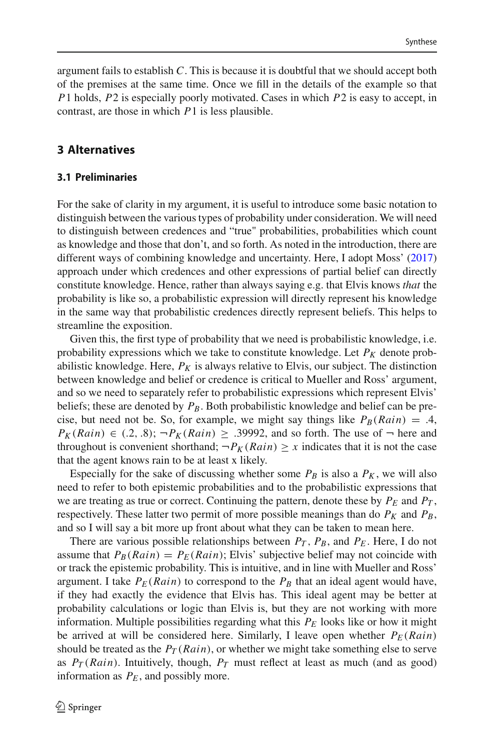argument fails to establish $C$. This is because it is doubtful that we should accept both of the premises at the same time. Once we fill in the details of the example so that $P1$ holds, $P2$ is especially poorly motivated. Cases in which $P2$ is easy to accept, in contrast, are those in which $P1$ is less plausible.

## 3 Alternatives

### 3.1 Preliminaries

For the sake of clarity in my argument, it is useful to introduce some basic notation to distinguish between the various types of probability under consideration. We will need to distinguish between credences and "true" probabilities, probabilities which count as knowledge and those that don't, and so forth. As noted in the introduction, there are different ways of combining knowledge and uncertainty. Here, I adopt Moss' (2017) approach under which credences and other expressions of partial belief can directly constitute knowledge. Hence, rather than always saying e.g. that Elvis knows *that* the probability is like so, a probabilistic expression will directly represent his knowledge in the same way that probabilistic credences directly represent beliefs. This helps to streamline the exposition.

Given this, the first type of probability that we need is probabilistic knowledge, i.e. probability expressions which we take to constitute knowledge. Let $P_K$ denote probabilistic knowledge. Here, $P_K$ is always relative to Elvis, our subject. The distinction between knowledge and belief or credence is critical to Mueller and Ross' argument, and so we need to separately refer to probabilistic expressions which represent Elvis' beliefs; these are denoted by $P_B$. Both probabilistic knowledge and belief can be precise, but need not be. So, for example, we might say things like $P_B(Rain) = .4$, $P_K(Rain) \in (.2, .8)$; $\neg P_K(Rain) \geq .39992$, and so forth. The use of $\neg$ here and throughout is convenient shorthand; $\neg P_K(Rain) \geq x$ indicates that it is not the case that the agent knows rain to be at least x likely.

Especially for the sake of discussing whether some $P_B$ is also a $P_K$, we will also need to refer to both epistemic probabilities and to the probabilistic expressions that we are treating as true or correct. Continuing the pattern, denote these by $P_E$ and $P_T$, respectively. These latter two permit of more possible meanings than do $P_K$ and $P_B$, and so I will say a bit more up front about what they can be taken to mean here.

There are various possible relationships between $P_T$, $P_B$, and $P_E$. Here, I do not assume that $P_B(Rain) = P_E(Rain)$; Elvis' subjective belief may not coincide with or track the epistemic probability. This is intuitive, and in line with Mueller and Ross' argument. I take $P_E(Rain)$ to correspond to the $P_B$ that an ideal agent would have, if they had exactly the evidence that Elvis has. This ideal agent may be better at probability calculations or logic than Elvis is, but they are not working with more information. Multiple possibilities regarding what this $P_E$ looks like or how it might be arrived at will be considered here. Similarly, I leave open whether $P_E(Rain)$ should be treated as the $P_T(Rain)$, or whether we might take something else to serve as $P_T(Rain)$. Intuitively, though, $P_T$ must reflect at least as much (and as good) information as $P_E$, and possibly more.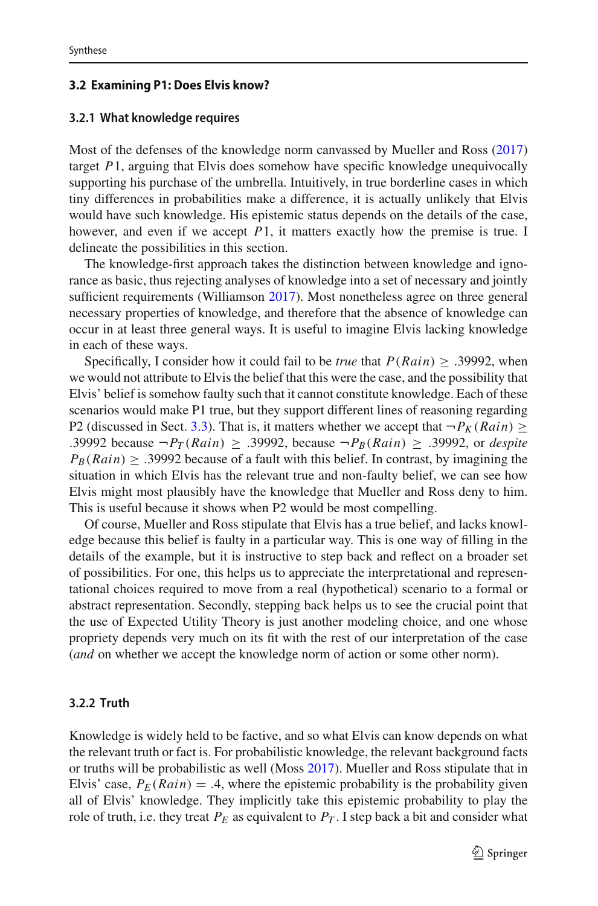### 3.2 Examining P1: Does Elvis know?

#### 3.2.1 What knowledge requires

Most of the defenses of the knowledge norm canvassed by Mueller and Ross (2017) target $P1$, arguing that Elvis does somehow have specific knowledge unequivocally supporting his purchase of the umbrella. Intuitively, in true borderline cases in which tiny differences in probabilities make a difference, it is actually unlikely that Elvis would have such knowledge. His epistemic status depends on the details of the case, however, and even if we accept $P1$, it matters exactly how the premise is true. I delineate the possibilities in this section.

The knowledge-first approach takes the distinction between knowledge and ignorance as basic, thus rejecting analyses of knowledge into a set of necessary and jointly sufficient requirements (Williamson 2017). Most nonetheless agree on three general necessary properties of knowledge, and therefore that the absence of knowledge can occur in at least three general ways. It is useful to imagine Elvis lacking knowledge in each of these ways.

Specifically, I consider how it could fail to be *true* that $P(Rain) \geq .39992$, when we would not attribute to Elvis the belief that this were the case, and the possibility that Elvis' belief is somehow faulty such that it cannot constitute knowledge. Each of these scenarios would make P1 true, but they support different lines of reasoning regarding P2 (discussed in Sect. 3.3). That is, it matters whether we accept that $\neg P_K(Rain) \geq .39992$ because $\neg P_T(Rain) \geq .39992$, because $\neg P_B(Rain) \geq .39992$, or *despite* $P_B(Rain) \geq .39992$ because of a fault with this belief. In contrast, by imagining the situation in which Elvis has the relevant true and non-faulty belief, we can see how Elvis might most plausibly have the knowledge that Mueller and Ross deny to him. This is useful because it shows when P2 would be most compelling.

Of course, Mueller and Ross stipulate that Elvis has a true belief, and lacks knowledge because this belief is faulty in a particular way. This is one way of filling in the details of the example, but it is instructive to step back and reflect on a broader set of possibilities. For one, this helps us to appreciate the interpretational and representational choices required to move from a real (hypothetical) scenario to a formal or abstract representation. Secondly, stepping back helps us to see the crucial point that the use of Expected Utility Theory is just another modeling choice, and one whose propriety depends very much on its fit with the rest of our interpretation of the case (*and* on whether we accept the knowledge norm of action or some other norm).

#### 3.2.2 Truth

Knowledge is widely held to be factive, and so what Elvis can know depends on what the relevant truth or fact is. For probabilistic knowledge, the relevant background facts or truths will be probabilistic as well (Moss 2017). Mueller and Ross stipulate that in Elvis' case, $P_E(Rain) = .4$, where the epistemic probability is the probability given all of Elvis' knowledge. They implicitly take this epistemic probability to play the role of truth, i.e. they treat $P_E$ as equivalent to $P_T$. I step back a bit and consider what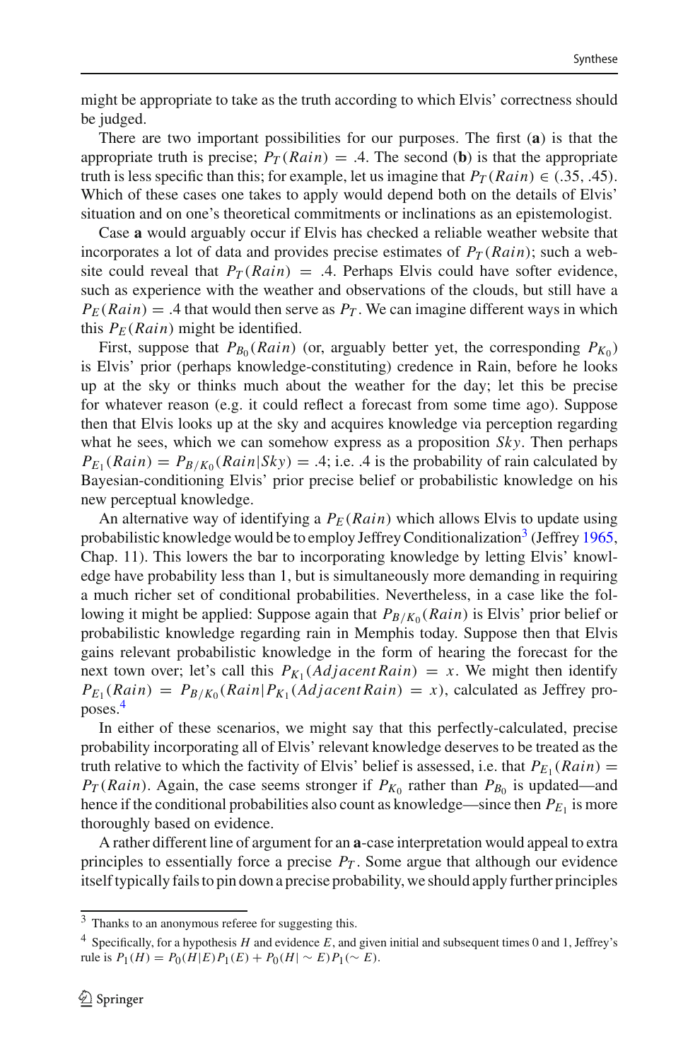might be appropriate to take as the truth according to which Elvis' correctness should be judged.

There are two important possibilities for our purposes. The first (**a**) is that the appropriate truth is precise; $P_T(Rain) = .4$. The second (**b**) is that the appropriate truth is less specific than this; for example, let us imagine that $P_T(Rain) \in (.35, .45)$. Which of these cases one takes to apply would depend both on the details of Elvis' situation and on one's theoretical commitments or inclinations as an epistemologist.

Case **a** would arguably occur if Elvis has checked a reliable weather website that incorporates a lot of data and provides precise estimates of $P_T(Rain)$; such a website could reveal that $P_T(Rain) = .4$. Perhaps Elvis could have softer evidence, such as experience with the weather and observations of the clouds, but still have a $P_E(Rain) = .4$ that would then serve as $P_T$. We can imagine different ways in which this $P_E(Rain)$ might be identified.

First, suppose that $P_{B_0}(Rain)$ (or, arguably better yet, the corresponding $P_{K_0}$) is Elvis' prior (perhaps knowledge-constituting) credence in Rain, before he looks up at the sky or thinks much about the weather for the day; let this be precise for whatever reason (e.g. it could reflect a forecast from some time ago). Suppose then that Elvis looks up at the sky and acquires knowledge via perception regarding what he sees, which we can somehow express as a proposition $Sky$. Then perhaps $P_{E_1}(Rain) = P_{B/K_0}(Rain|Sky) = .4$; i.e. .4 is the probability of rain calculated by Bayesian-conditioning Elvis' prior precise belief or probabilistic knowledge on his new perceptual knowledge.

An alternative way of identifying a $P_E(Rain)$ which allows Elvis to update using probabilistic knowledge would be to employ Jeffrey Conditionalization[3] (Jeffrey 1965, Chap. 11). This lowers the bar to incorporating knowledge by letting Elvis' knowledge have probability less than 1, but is simultaneously more demanding in requiring a much richer set of conditional probabilities. Nevertheless, in a case like the following it might be applied: Suppose again that $P_{B/K_0}(Rain)$ is Elvis' prior belief or probabilistic knowledge regarding rain in Memphis today. Suppose then that Elvis gains relevant probabilistic knowledge in the form of hearing the forecast for the next town over; let's call this $P_{K_1}(Adjacent Rain) = x$. We might then identify $P_{E_1}(Rain) = P_{B/K_0}(Rain|P_{K_1}(Adjacent Rain) = x)$, calculated as Jeffrey proposes.[4]

In either of these scenarios, we might say that this perfectly-calculated, precise probability incorporating all of Elvis' relevant knowledge deserves to be treated as the truth relative to which the factivity of Elvis' belief is assessed, i.e. that $P_{E_1}(Rain) = P_T(Rain)$. Again, the case seems stronger if $P_{K_0}$ rather than $P_{B_0}$ is updated—and hence if the conditional probabilities also count as knowledge—since then $P_{E_1}$ is more thoroughly based on evidence.

A rather different line of argument for an **a**-case interpretation would appeal to extra principles to essentially force a precise $P_T$. Some argue that although our evidence itself typically fails to pin down a precise probability, we should apply further principles

---

[3] Thanks to an anonymous referee for suggesting this.

[4] Specifically, for a hypothesis $H$ and evidence $E$, and given initial and subsequent times 0 and 1, Jeffrey's rule is $P_1(H) = P_0(H|E)P_1(E) + P_0(H|\sim E)P_1(\sim E)$.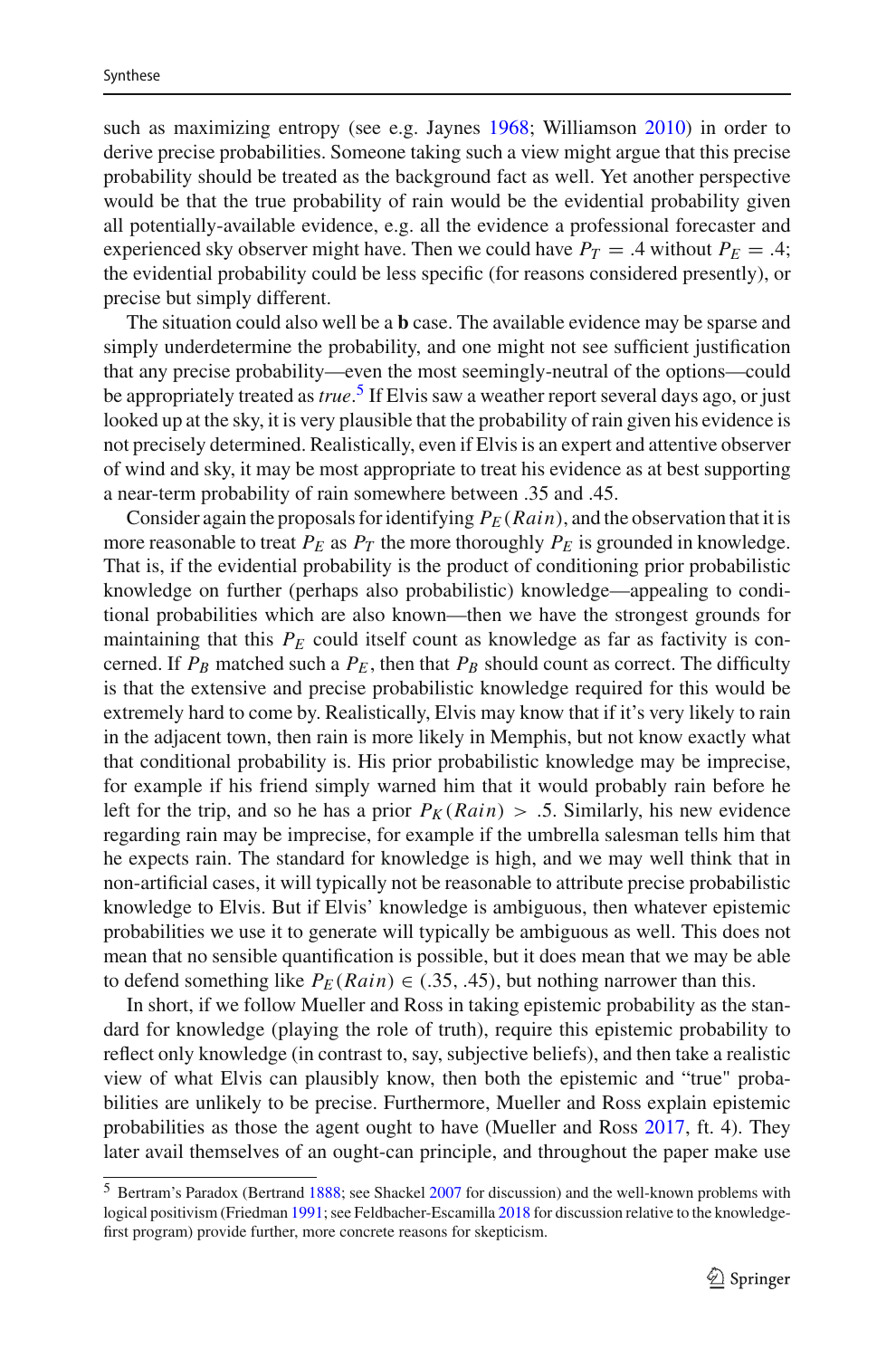such as maximizing entropy (see e.g. Jaynes 1968; Williamson 2010) in order to derive precise probabilities. Someone taking such a view might argue that this precise probability should be treated as the background fact as well. Yet another perspective would be that the true probability of rain would be the evidential probability given all potentially-available evidence, e.g. all the evidence a professional forecaster and experienced sky observer might have. Then we could have $P_T = .4$ without $P_E = .4$; the evidential probability could be less specific (for reasons considered presently), or precise but simply different.

The situation could also well be a **b** case. The available evidence may be sparse and simply underdetermine the probability, and one might not see sufficient justification that any precise probability—even the most seemingly-neutral of the options—could be appropriately treated as *true*.[5] If Elvis saw a weather report several days ago, or just looked up at the sky, it is very plausible that the probability of rain given his evidence is not precisely determined. Realistically, even if Elvis is an expert and attentive observer of wind and sky, it may be most appropriate to treat his evidence as at best supporting a near-term probability of rain somewhere between .35 and .45.

Consider again the proposals for identifying $P_E(Rain)$, and the observation that it is more reasonable to treat $P_E$ as $P_T$ the more thoroughly $P_E$ is grounded in knowledge. That is, if the evidential probability is the product of conditioning prior probabilistic knowledge on further (perhaps also probabilistic) knowledge—appealing to conditional probabilities which are also known—then we have the strongest grounds for maintaining that this $P_E$ could itself count as knowledge as far as factivity is concerned. If $P_B$ matched such a $P_E$, then that $P_B$ should count as correct. The difficulty is that the extensive and precise probabilistic knowledge required for this would be extremely hard to come by. Realistically, Elvis may know that if it's very likely to rain in the adjacent town, then rain is more likely in Memphis, but not know exactly what that conditional probability is. His prior probabilistic knowledge may be imprecise, for example if his friend simply warned him that it would probably rain before he left for the trip, and so he has a prior $P_K(Rain) > .5$. Similarly, his new evidence regarding rain may be imprecise, for example if the umbrella salesman tells him that he expects rain. The standard for knowledge is high, and we may well think that in non-artificial cases, it will typically not be reasonable to attribute precise probabilistic knowledge to Elvis. But if Elvis' knowledge is ambiguous, then whatever epistemic probabilities we use it to generate will typically be ambiguous as well. This does not mean that no sensible quantification is possible, but it does mean that we may be able to defend something like $P_E(Rain) \in (.35, .45)$, but nothing narrower than this.

In short, if we follow Mueller and Ross in taking epistemic probability as the standard for knowledge (playing the role of truth), require this epistemic probability to reflect only knowledge (in contrast to, say, subjective beliefs), and then take a realistic view of what Elvis can plausibly know, then both the epistemic and "true" probabilities are unlikely to be precise. Furthermore, Mueller and Ross explain epistemic probabilities as those the agent ought to have (Mueller and Ross 2017, ft. 4). They later avail themselves of an ought-can principle, and throughout the paper make use

[5] Bertram's Paradox (Bertrand 1888; see Shackel 2007 for discussion) and the well-known problems with logical positivism (Friedman 1991; see Feldbacher-Escamilla 2018 for discussion relative to the knowledge-first program) provide further, more concrete reasons for skepticism.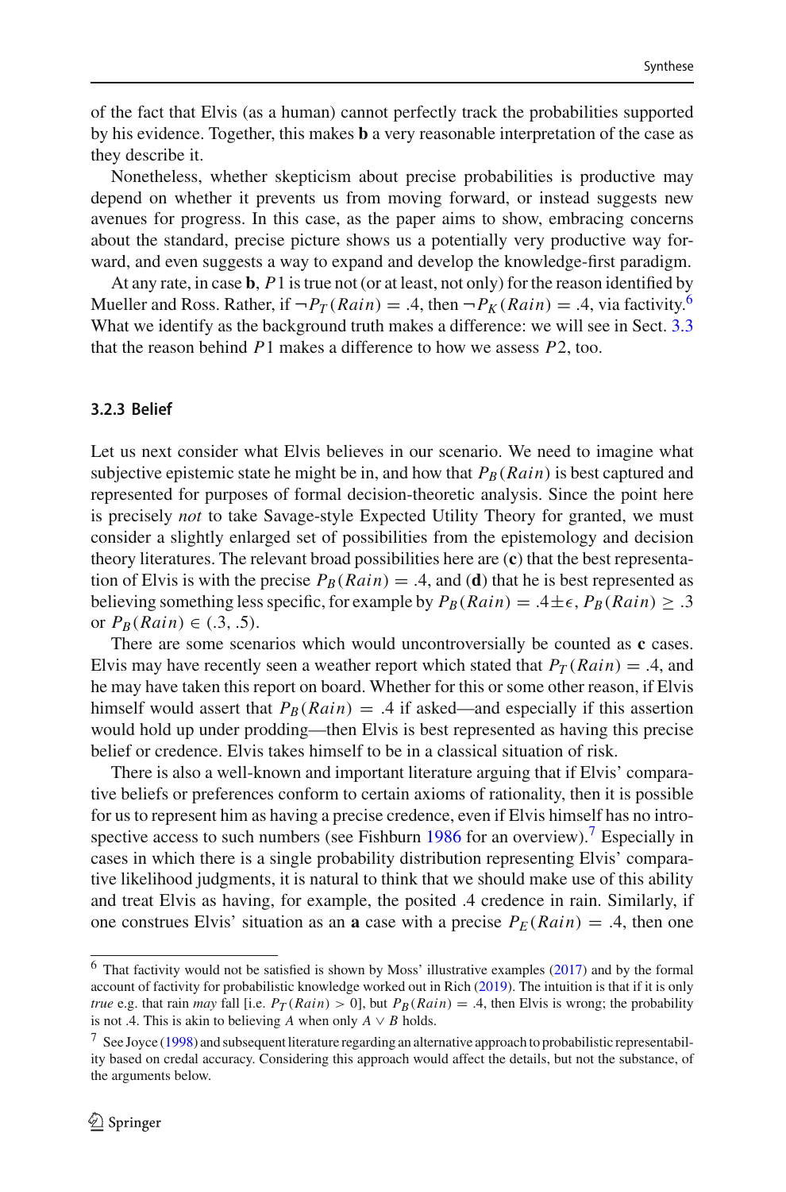of the fact that Elvis (as a human) cannot perfectly track the probabilities supported by his evidence. Together, this makes **b** a very reasonable interpretation of the case as they describe it.

Nonetheless, whether skepticism about precise probabilities is productive may depend on whether it prevents us from moving forward, or instead suggests new avenues for progress. In this case, as the paper aims to show, embracing concerns about the standard, precise picture shows us a potentially very productive way forward, and even suggests a way to expand and develop the knowledge-first paradigm.

At any rate, in case **b**, $P1$ is true not (or at least, not only) for the reason identified by Mueller and Ross. Rather, if $\neg P_T(Rain) = .4$, then $\neg P_K(Rain) = .4$, via factivity.[6] What we identify as the background truth makes a difference: we will see in Sect. 3.3 that the reason behind $P1$ makes a difference to how we assess $P2$, too.

### 3.2.3 Belief

Let us next consider what Elvis believes in our scenario. We need to imagine what subjective epistemic state he might be in, and how that $P_B(Rain)$ is best captured and represented for purposes of formal decision-theoretic analysis. Since the point here is precisely *not* to take Savage-style Expected Utility Theory for granted, we must consider a slightly enlarged set of possibilities from the epistemology and decision theory literatures. The relevant broad possibilities here are (**c**) that the best representation of Elvis is with the precise $P_B(Rain) = .4$, and (**d**) that he is best represented as believing something less specific, for example by $P_B(Rain) = .4 \pm \epsilon$, $P_B(Rain) \geq .3$ or $P_B(Rain) \in (.3, .5)$.

There are some scenarios which would uncontroversially be counted as **c** cases. Elvis may have recently seen a weather report which stated that $P_T(Rain) = .4$, and he may have taken this report on board. Whether for this or some other reason, if Elvis himself would assert that $P_B(Rain) = .4$ if asked—and especially if this assertion would hold up under prodding—then Elvis is best represented as having this precise belief or credence. Elvis takes himself to be in a classical situation of risk.

There is also a well-known and important literature arguing that if Elvis' comparative beliefs or preferences conform to certain axioms of rationality, then it is possible for us to represent him as having a precise credence, even if Elvis himself has no introspective access to such numbers (see Fishburn 1986 for an overview).[7] Especially in cases in which there is a single probability distribution representing Elvis' comparative likelihood judgments, it is natural to think that we should make use of this ability and treat Elvis as having, for example, the posited .4 credence in rain. Similarly, if one construes Elvis' situation as an **a** case with a precise $P_E(Rain) = .4$, then one

---

[6] That factivity would not be satisfied is shown by Moss' illustrative examples (2017) and by the formal account of factivity for probabilistic knowledge worked out in Rich (2019). The intuition is that if it is only *true* e.g. that rain *may* fall [i.e. $P_T(Rain) > 0$], but $P_B(Rain) = .4$, then Elvis is wrong; the probability is not .4. This is akin to believing $A$ when only $A \vee B$ holds.

[7] See Joyce (1998) and subsequent literature regarding an alternative approach to probabilistic representability based on credal accuracy. Considering this approach would affect the details, but not the substance, of the arguments below.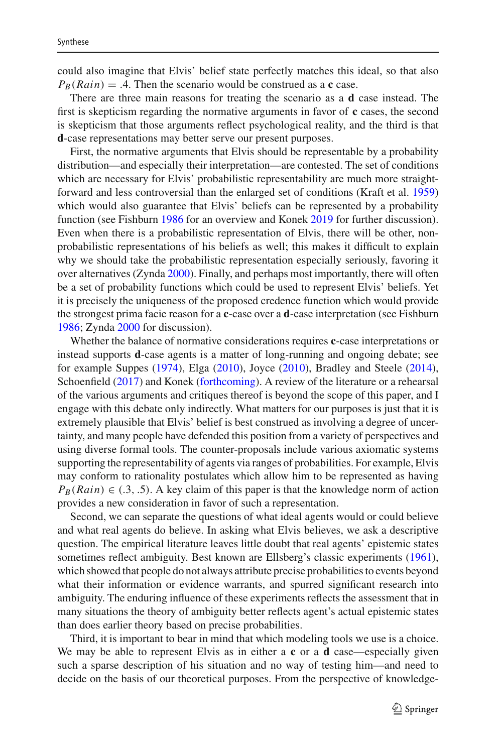could also imagine that Elvis' belief state perfectly matches this ideal, so that also $P_B(Rain) = .4$. Then the scenario would be construed as a **c** case.

There are three main reasons for treating the scenario as a **d** case instead. The first is skepticism regarding the normative arguments in favor of **c** cases, the second is skepticism that those arguments reflect psychological reality, and the third is that **d**-case representations may better serve our present purposes.

First, the normative arguments that Elvis should be representable by a probability distribution—and especially their interpretation—are contested. The set of conditions which are necessary for Elvis' probabilistic representability are much more straightforward and less controversial than the enlarged set of conditions (Kraft et al. 1959) which would also guarantee that Elvis' beliefs can be represented by a probability function (see Fishburn 1986 for an overview and Konek 2019 for further discussion). Even when there is a probabilistic representation of Elvis, there will be other, non-probabilistic representations of his beliefs as well; this makes it difficult to explain why we should take the probabilistic representation especially seriously, favoring it over alternatives (Zynda 2000). Finally, and perhaps most importantly, there will often be a set of probability functions which could be used to represent Elvis' beliefs. Yet it is precisely the uniqueness of the proposed credence function which would provide the strongest prima facie reason for a **c**-case over a **d**-case interpretation (see Fishburn 1986; Zynda 2000 for discussion).

Whether the balance of normative considerations requires **c**-case interpretations or instead supports **d**-case agents is a matter of long-running and ongoing debate; see for example Suppes (1974), Elga (2010), Joyce (2010), Bradley and Steele (2014), Schoenfield (2017) and Konek (forthcoming). A review of the literature or a rehearsal of the various arguments and critiques thereof is beyond the scope of this paper, and I engage with this debate only indirectly. What matters for our purposes is just that it is extremely plausible that Elvis' belief is best construed as involving a degree of uncertainty, and many people have defended this position from a variety of perspectives and using diverse formal tools. The counter-proposals include various axiomatic systems supporting the representability of agents via ranges of probabilities. For example, Elvis may conform to rationality postulates which allow him to be represented as having $P_B(Rain) \in (.3, .5)$. A key claim of this paper is that the knowledge norm of action provides a new consideration in favor of such a representation.

Second, we can separate the questions of what ideal agents would or could believe and what real agents do believe. In asking what Elvis believes, we ask a descriptive question. The empirical literature leaves little doubt that real agents' epistemic states sometimes reflect ambiguity. Best known are Ellsberg's classic experiments (1961), which showed that people do not always attribute precise probabilities to events beyond what their information or evidence warrants, and spurred significant research into ambiguity. The enduring influence of these experiments reflects the assessment that in many situations the theory of ambiguity better reflects agent's actual epistemic states than does earlier theory based on precise probabilities.

Third, it is important to bear in mind that which modeling tools we use is a choice. We may be able to represent Elvis as in either a **c** or a **d** case—especially given such a sparse description of his situation and no way of testing him—and need to decide on the basis of our theoretical purposes. From the perspective of knowledge-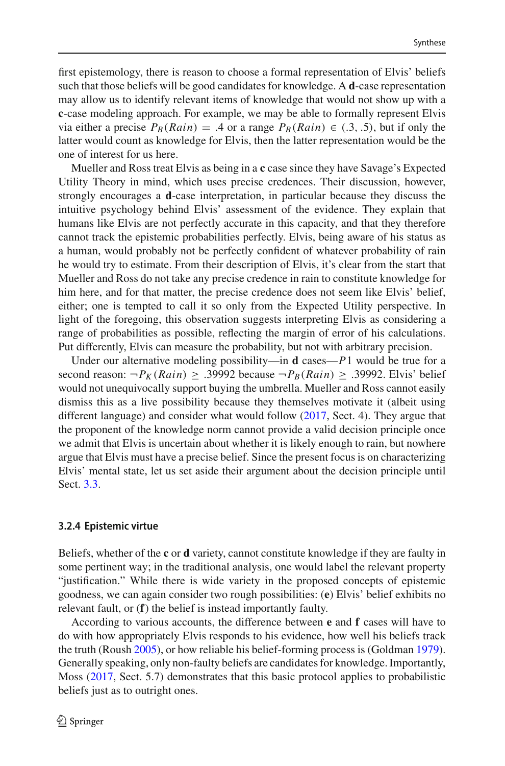first epistemology, there is reason to choose a formal representation of Elvis' beliefs such that those beliefs will be good candidates for knowledge. A **d**-case representation may allow us to identify relevant items of knowledge that would not show up with a **c**-case modeling approach. For example, we may be able to formally represent Elvis via either a precise $P_B(Rain) = .4$ or a range $P_B(Rain) \in (.3, .5)$, but if only the latter would count as knowledge for Elvis, then the latter representation would be the one of interest for us here.

Mueller and Ross treat Elvis as being in a **c** case since they have Savage's Expected Utility Theory in mind, which uses precise credences. Their discussion, however, strongly encourages a **d**-case interpretation, in particular because they discuss the intuitive psychology behind Elvis' assessment of the evidence. They explain that humans like Elvis are not perfectly accurate in this capacity, and that they therefore cannot track the epistemic probabilities perfectly. Elvis, being aware of his status as a human, would probably not be perfectly confident of whatever probability of rain he would try to estimate. From their description of Elvis, it's clear from the start that Mueller and Ross do not take any precise credence in rain to constitute knowledge for him here, and for that matter, the precise credence does not seem like Elvis' belief, either; one is tempted to call it so only from the Expected Utility perspective. In light of the foregoing, this observation suggests interpreting Elvis as considering a range of probabilities as possible, reflecting the margin of error of his calculations. Put differently, Elvis can measure the probability, but not with arbitrary precision.

Under our alternative modeling possibility—in **d** cases—$P1$ would be true for a second reason: $\neg P_K(Rain) \geq .39992$ because $\neg P_B(Rain) \geq .39992$. Elvis' belief would not unequivocally support buying the umbrella. Mueller and Ross cannot easily dismiss this as a live possibility because they themselves motivate it (albeit using different language) and consider what would follow (2017, Sect. 4). They argue that the proponent of the knowledge norm cannot provide a valid decision principle once we admit that Elvis is uncertain about whether it is likely enough to rain, but nowhere argue that Elvis must have a precise belief. Since the present focus is on characterizing Elvis' mental state, let us set aside their argument about the decision principle until Sect. 3.3.

#### 3.2.4 Epistemic virtue

Beliefs, whether of the **c** or **d** variety, cannot constitute knowledge if they are faulty in some pertinent way; in the traditional analysis, one would label the relevant property "justification." While there is wide variety in the proposed concepts of epistemic goodness, we can again consider two rough possibilities: (**e**) Elvis' belief exhibits no relevant fault, or (**f**) the belief is instead importantly faulty.

According to various accounts, the difference between **e** and **f** cases will have to do with how appropriately Elvis responds to his evidence, how well his beliefs track the truth (Roush 2005), or how reliable his belief-forming process is (Goldman 1979). Generally speaking, only non-faulty beliefs are candidates for knowledge. Importantly, Moss (2017, Sect. 5.7) demonstrates that this basic protocol applies to probabilistic beliefs just as to outright ones.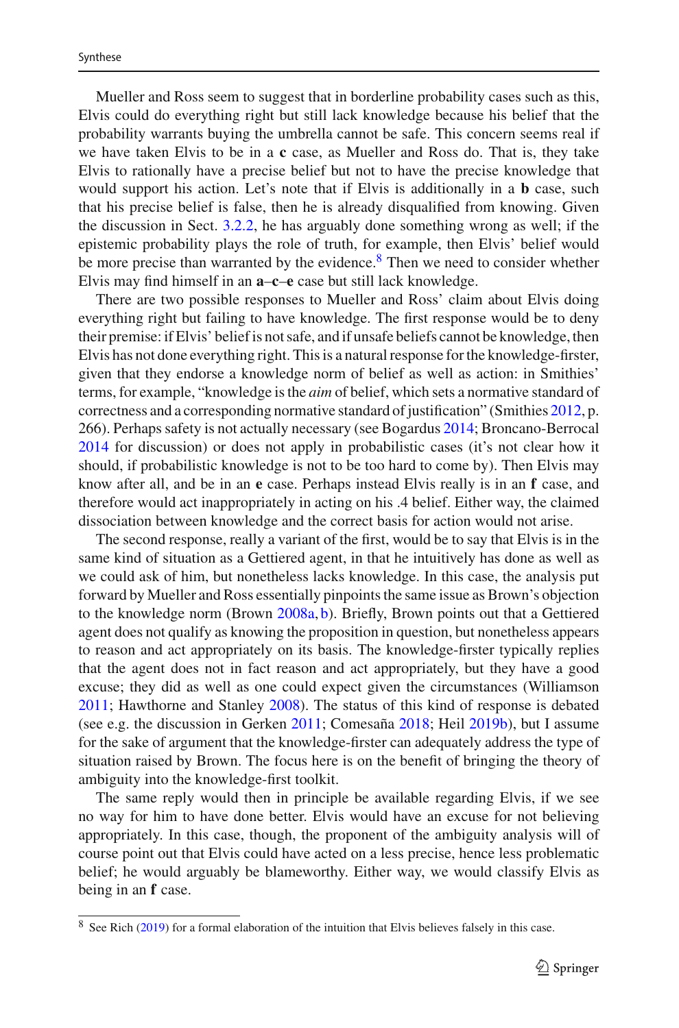Mueller and Ross seem to suggest that in borderline probability cases such as this, Elvis could do everything right but still lack knowledge because his belief that the probability warrants buying the umbrella cannot be safe. This concern seems real if we have taken Elvis to be in a **c** case, as Mueller and Ross do. That is, they take Elvis to rationally have a precise belief but not to have the precise knowledge that would support his action. Let's note that if Elvis is additionally in a **b** case, such that his precise belief is false, then he is already disqualified from knowing. Given the discussion in Sect. 3.2.2, he has arguably done something wrong as well; if the epistemic probability plays the role of truth, for example, then Elvis' belief would be more precise than warranted by the evidence.[8] Then we need to consider whether Elvis may find himself in an **a**–**c**–**e** case but still lack knowledge.

There are two possible responses to Mueller and Ross' claim about Elvis doing everything right but failing to have knowledge. The first response would be to deny their premise: if Elvis' belief is not safe, and if unsafe beliefs cannot be knowledge, then Elvis has not done everything right. This is a natural response for the knowledge-firster, given that they endorse a knowledge norm of belief as well as action: in Smithies' terms, for example, "knowledge is the *aim* of belief, which sets a normative standard of correctness and a corresponding normative standard of justification" (Smithies 2012, p. 266). Perhaps safety is not actually necessary (see Bogardus 2014; Broncano-Berrocal 2014 for discussion) or does not apply in probabilistic cases (it's not clear how it should, if probabilistic knowledge is not to be too hard to come by). Then Elvis may know after all, and be in an **e** case. Perhaps instead Elvis really is in an **f** case, and therefore would act inappropriately in acting on his .4 belief. Either way, the claimed dissociation between knowledge and the correct basis for action would not arise.

The second response, really a variant of the first, would be to say that Elvis is in the same kind of situation as a Gettiered agent, in that he intuitively has done as well as we could ask of him, but nonetheless lacks knowledge. In this case, the analysis put forward by Mueller and Ross essentially pinpoints the same issue as Brown's objection to the knowledge norm (Brown 2008a, b). Briefly, Brown points out that a Gettiered agent does not qualify as knowing the proposition in question, but nonetheless appears to reason and act appropriately on its basis. The knowledge-firster typically replies that the agent does not in fact reason and act appropriately, but they have a good excuse; they did as well as one could expect given the circumstances (Williamson 2011; Hawthorne and Stanley 2008). The status of this kind of response is debated (see e.g. the discussion in Gerken 2011; Comesaña 2018; Heil 2019b), but I assume for the sake of argument that the knowledge-firster can adequately address the type of situation raised by Brown. The focus here is on the benefit of bringing the theory of ambiguity into the knowledge-first toolkit.

The same reply would then in principle be available regarding Elvis, if we see no way for him to have done better. Elvis would have an excuse for not believing appropriately. In this case, though, the proponent of the ambiguity analysis will of course point out that Elvis could have acted on a less precise, hence less problematic belief; he would arguably be blameworthy. Either way, we would classify Elvis as being in an **f** case.

[8] See Rich (2019) for a formal elaboration of the intuition that Elvis believes falsely in this case.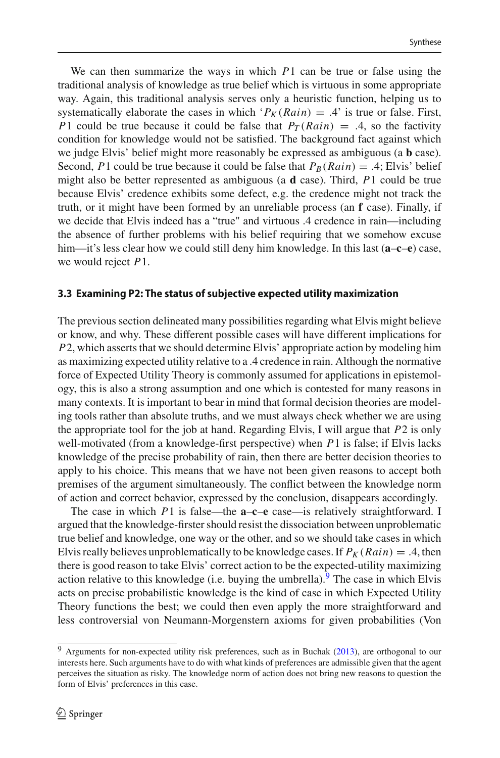We can then summarize the ways in which $P1$ can be true or false using the traditional analysis of knowledge as true belief which is virtuous in some appropriate way. Again, this traditional analysis serves only a heuristic function, helping us to systematically elaborate the cases in which '$P_K(Rain) = .4$' is true or false. First, $P1$ could be true because it could be false that $P_T(Rain) = .4$, so the factivity condition for knowledge would not be satisfied. The background fact against which we judge Elvis' belief might more reasonably be expressed as ambiguous (a **b** case). Second, $P1$ could be true because it could be false that $P_B(Rain) = .4$; Elvis' belief might also be better represented as ambiguous (a **d** case). Third, $P1$ could be true because Elvis' credence exhibits some defect, e.g. the credence might not track the truth, or it might have been formed by an unreliable process (an **f** case). Finally, if we decide that Elvis indeed has a "true" and virtuous .4 credence in rain—including the absence of further problems with his belief requiring that we somehow excuse him—it's less clear how we could still deny him knowledge. In this last (**a**–**c**–**e**) case, we would reject $P1$.

### 3.3 Examining P2: The status of subjective expected utility maximization

The previous section delineated many possibilities regarding what Elvis might believe or know, and why. These different possible cases will have different implications for $P2$, which asserts that we should determine Elvis' appropriate action by modeling him as maximizing expected utility relative to a .4 credence in rain. Although the normative force of Expected Utility Theory is commonly assumed for applications in epistemology, this is also a strong assumption and one which is contested for many reasons in many contexts. It is important to bear in mind that formal decision theories are modeling tools rather than absolute truths, and we must always check whether we are using the appropriate tool for the job at hand. Regarding Elvis, I will argue that $P2$ is only well-motivated (from a knowledge-first perspective) when $P1$ is false; if Elvis lacks knowledge of the precise probability of rain, then there are better decision theories to apply to his choice. This means that we have not been given reasons to accept both premises of the argument simultaneously. The conflict between the knowledge norm of action and correct behavior, expressed by the conclusion, disappears accordingly.

The case in which $P1$ is false—the **a**–**c**–**e** case—is relatively straightforward. I argued that the knowledge-firster should resist the dissociation between unproblematic true belief and knowledge, one way or the other, and so we should take cases in which Elvis really believes unproblematically to be knowledge cases. If $P_K(Rain) = .4$, then there is good reason to take Elvis' correct action to be the expected-utility maximizing action relative to this knowledge (i.e. buying the umbrella).[9] The case in which Elvis acts on precise probabilistic knowledge is the kind of case in which Expected Utility Theory functions the best; we could then even apply the more straightforward and less controversial von Neumann-Morgenstern axioms for given probabilities (Von

---

[9] Arguments for non-expected utility risk preferences, such as in Buchak (2013), are orthogonal to our interests here. Such arguments have to do with what kinds of preferences are admissible given that the agent perceives the situation as risky. The knowledge norm of action does not bring new reasons to question the form of Elvis' preferences in this case.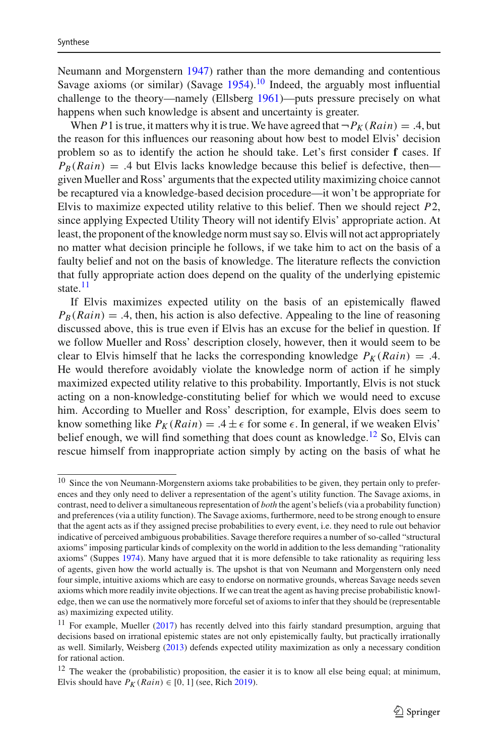Neumann and Morgenstern 1947) rather than the more demanding and contentious Savage axioms (or similar) (Savage 1954).[10] Indeed, the arguably most influential challenge to the theory—namely (Ellsberg 1961)—puts pressure precisely on what happens when such knowledge is absent and uncertainty is greater.

When $P1$ is true, it matters why it is true. We have agreed that $\neg P_K(Rain) = .4$, but the reason for this influences our reasoning about how best to model Elvis' decision problem so as to identify the action he should take. Let's first consider **f** cases. If $P_B(Rain) = .4$ but Elvis lacks knowledge because this belief is defective, then—given Mueller and Ross' arguments that the expected utility maximizing choice cannot be recaptured via a knowledge-based decision procedure—it won't be appropriate for Elvis to maximize expected utility relative to this belief. Then we should reject $P2$, since applying Expected Utility Theory will not identify Elvis' appropriate action. At least, the proponent of the knowledge norm must say so. Elvis will not act appropriately no matter what decision principle he follows, if we take him to act on the basis of a faulty belief and not on the basis of knowledge. The literature reflects the conviction that fully appropriate action does depend on the quality of the underlying epistemic state.[11]

If Elvis maximizes expected utility on the basis of an epistemically flawed $P_B(Rain) = .4$, then, his action is also defective. Appealing to the line of reasoning discussed above, this is true even if Elvis has an excuse for the belief in question. If we follow Mueller and Ross' description closely, however, then it would seem to be clear to Elvis himself that he lacks the corresponding knowledge $P_K(Rain) = .4$. He would therefore avoidably violate the knowledge norm of action if he simply maximized expected utility relative to this probability. Importantly, Elvis is not stuck acting on a non-knowledge-constituting belief for which we would need to excuse him. According to Mueller and Ross' description, for example, Elvis does seem to know something like $P_K(Rain) = .4 \pm \epsilon$ for some $\epsilon$. In general, if we weaken Elvis' belief enough, we will find something that does count as knowledge.[12] So, Elvis can rescue himself from inappropriate action simply by acting on the basis of what he

---

[10] Since the von Neumann-Morgenstern axioms take probabilities to be given, they pertain only to preferences and they only need to deliver a representation of the agent's utility function. The Savage axioms, in contrast, need to deliver a simultaneous representation of *both* the agent's beliefs (via a probability function) and preferences (via a utility function). The Savage axioms, furthermore, need to be strong enough to ensure that the agent acts as if they assigned precise probabilities to every event, i.e. they need to rule out behavior indicative of perceived ambiguous probabilities. Savage therefore requires a number of so-called "structural axioms" imposing particular kinds of complexity on the world in addition to the less demanding "rationality axioms" (Suppes 1974). Many have argued that it is more defensible to take rationality as requiring less of agents, given how the world actually is. The upshot is that von Neumann and Morgenstern only need four simple, intuitive axioms which are easy to endorse on normative grounds, whereas Savage needs seven axioms which more readily invite objections. If we can treat the agent as having precise probabilistic knowledge, then we can use the normatively more forceful set of axioms to infer that they should be (representable as) maximizing expected utility.

[11] For example, Mueller (2017) has recently delved into this fairly standard presumption, arguing that decisions based on irrational epistemic states are not only epistemically faulty, but practically irrationally as well. Similarly, Weisberg (2013) defends expected utility maximization as only a necessary condition for rational action.

[12] The weaker the (probabilistic) proposition, the easier it is to know all else being equal; at minimum, Elvis should have $P_K(Rain) \in [0, 1]$ (see, Rich 2019).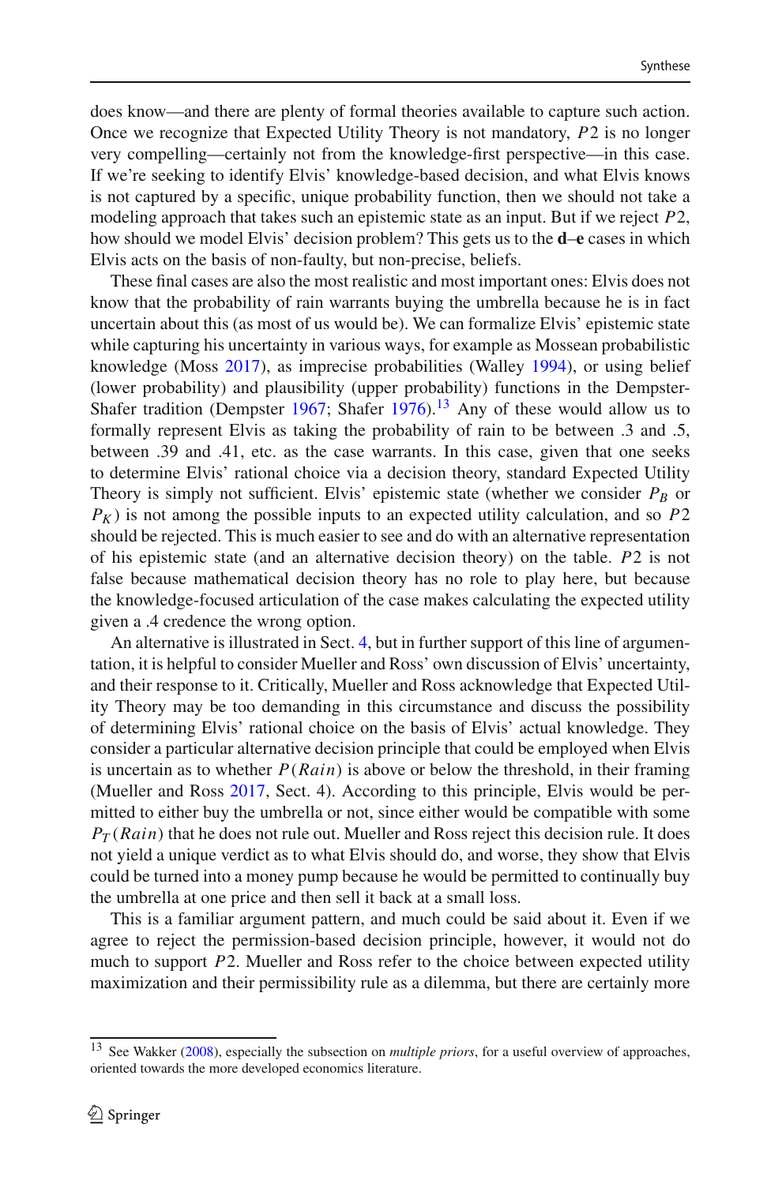does know—and there are plenty of formal theories available to capture such action. Once we recognize that Expected Utility Theory is not mandatory, $P2$ is no longer very compelling—certainly not from the knowledge-first perspective—in this case. If we're seeking to identify Elvis' knowledge-based decision, and what Elvis knows is not captured by a specific, unique probability function, then we should not take a modeling approach that takes such an epistemic state as an input. But if we reject $P2$, how should we model Elvis' decision problem? This gets us to the **d**–**e** cases in which Elvis acts on the basis of non-faulty, but non-precise, beliefs.

These final cases are also the most realistic and most important ones: Elvis does not know that the probability of rain warrants buying the umbrella because he is in fact uncertain about this (as most of us would be). We can formalize Elvis' epistemic state while capturing his uncertainty in various ways, for example as Mossean probabilistic knowledge (Moss 2017), as imprecise probabilities (Walley 1994), or using belief (lower probability) and plausibility (upper probability) functions in the Dempster-Shafer tradition (Dempster 1967; Shafer 1976).[13] Any of these would allow us to formally represent Elvis as taking the probability of rain to be between .3 and .5, between .39 and .41, etc. as the case warrants. In this case, given that one seeks to determine Elvis' rational choice via a decision theory, standard Expected Utility Theory is simply not sufficient. Elvis' epistemic state (whether we consider $P_B$ or $P_K$) is not among the possible inputs to an expected utility calculation, and so $P2$ should be rejected. This is much easier to see and do with an alternative representation of his epistemic state (and an alternative decision theory) on the table. $P2$ is not false because mathematical decision theory has no role to play here, but because the knowledge-focused articulation of the case makes calculating the expected utility given a .4 credence the wrong option.

An alternative is illustrated in Sect. 4, but in further support of this line of argumentation, it is helpful to consider Mueller and Ross' own discussion of Elvis' uncertainty, and their response to it. Critically, Mueller and Ross acknowledge that Expected Utility Theory may be too demanding in this circumstance and discuss the possibility of determining Elvis' rational choice on the basis of Elvis' actual knowledge. They consider a particular alternative decision principle that could be employed when Elvis is uncertain as to whether $P(Rain)$ is above or below the threshold, in their framing (Mueller and Ross 2017, Sect. 4). According to this principle, Elvis would be permitted to either buy the umbrella or not, since either would be compatible with some $P_T(Rain)$ that he does not rule out. Mueller and Ross reject this decision rule. It does not yield a unique verdict as to what Elvis should do, and worse, they show that Elvis could be turned into a money pump because he would be permitted to continually buy the umbrella at one price and then sell it back at a small loss.

This is a familiar argument pattern, and much could be said about it. Even if we agree to reject the permission-based decision principle, however, it would not do much to support $P2$. Mueller and Ross refer to the choice between expected utility maximization and their permissibility rule as a dilemma, but there are certainly more

[13] See Wakker (2008), especially the subsection on *multiple priors*, for a useful overview of approaches, oriented towards the more developed economics literature.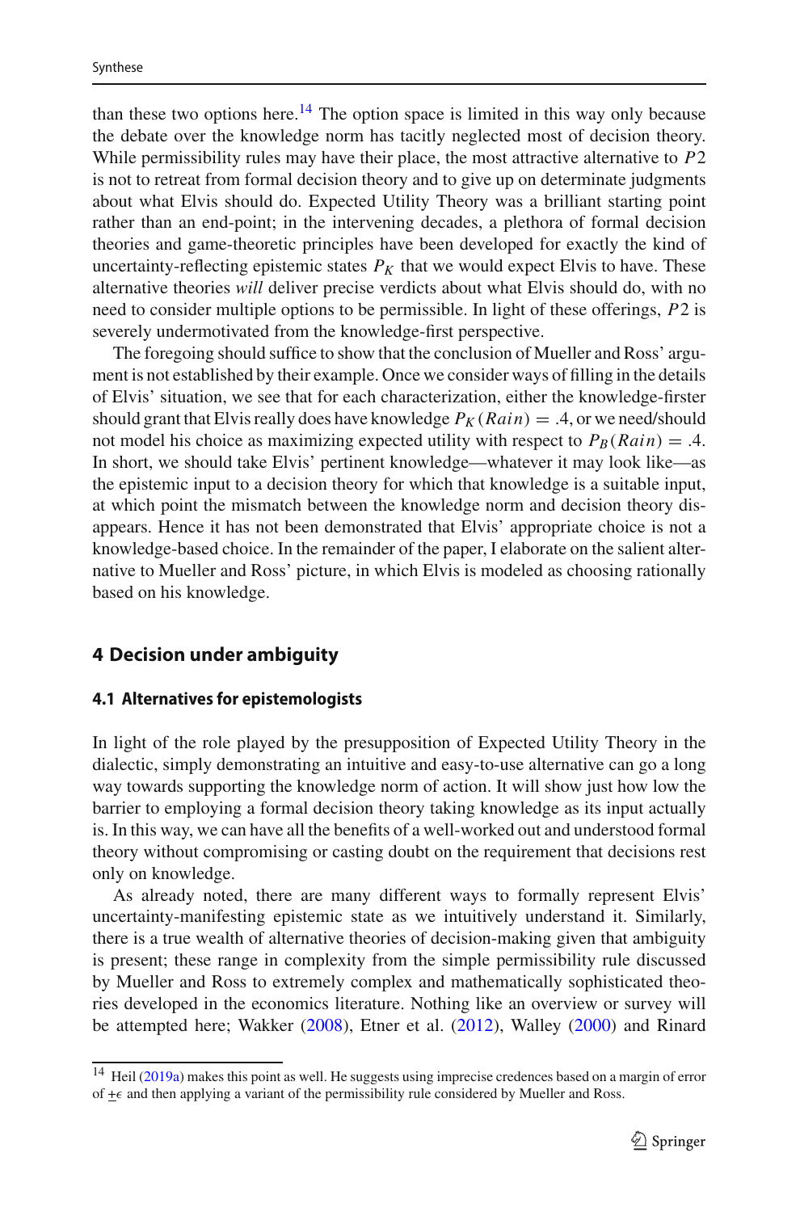than these two options here.[14] The option space is limited in this way only because the debate over the knowledge norm has tacitly neglected most of decision theory. While permissibility rules may have their place, the most attractive alternative to $P2$ is not to retreat from formal decision theory and to give up on determinate judgments about what Elvis should do. Expected Utility Theory was a brilliant starting point rather than an end-point; in the intervening decades, a plethora of formal decision theories and game-theoretic principles have been developed for exactly the kind of uncertainty-reflecting epistemic states $P_K$ that we would expect Elvis to have. These alternative theories *will* deliver precise verdicts about what Elvis should do, with no need to consider multiple options to be permissible. In light of these offerings, $P2$ is severely undermotivated from the knowledge-first perspective.

The foregoing should suffice to show that the conclusion of Mueller and Ross' argument is not established by their example. Once we consider ways of filling in the details of Elvis' situation, we see that for each characterization, either the knowledge-firster should grant that Elvis really does have knowledge $P_K(Rain) = .4$, or we need/should not model his choice as maximizing expected utility with respect to $P_B(Rain) = .4$. In short, we should take Elvis' pertinent knowledge—whatever it may look like—as the epistemic input to a decision theory for which that knowledge is a suitable input, at which point the mismatch between the knowledge norm and decision theory disappears. Hence it has not been demonstrated that Elvis' appropriate choice is not a knowledge-based choice. In the remainder of the paper, I elaborate on the salient alternative to Mueller and Ross' picture, in which Elvis is modeled as choosing rationally based on his knowledge.

## 4 Decision under ambiguity

### 4.1 Alternatives for epistemologists

In light of the role played by the presupposition of Expected Utility Theory in the dialectic, simply demonstrating an intuitive and easy-to-use alternative can go a long way towards supporting the knowledge norm of action. It will show just how low the barrier to employing a formal decision theory taking knowledge as its input actually is. In this way, we can have all the benefits of a well-worked out and understood formal theory without compromising or casting doubt on the requirement that decisions rest only on knowledge.

As already noted, there are many different ways to formally represent Elvis' uncertainty-manifesting epistemic state as we intuitively understand it. Similarly, there is a true wealth of alternative theories of decision-making given that ambiguity is present; these range in complexity from the simple permissibility rule discussed by Mueller and Ross to extremely complex and mathematically sophisticated theories developed in the economics literature. Nothing like an overview or survey will be attempted here; Wakker (2008), Etner et al. (2012), Walley (2000) and Rinard

[14] Heil (2019a) makes this point as well. He suggests using imprecise credences based on a margin of error of $\pm\epsilon$ and then applying a variant of the permissibility rule considered by Mueller and Ross.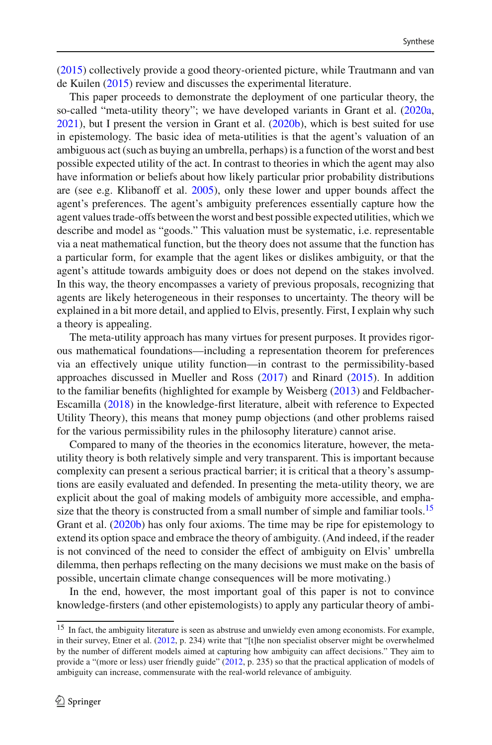(2015) collectively provide a good theory-oriented picture, while Trautmann and van de Kuilen (2015) review and discusses the experimental literature.

This paper proceeds to demonstrate the deployment of one particular theory, the so-called "meta-utility theory"; we have developed variants in Grant et al. (2020a, 2021), but I present the version in Grant et al. (2020b), which is best suited for use in epistemology. The basic idea of meta-utilities is that the agent's valuation of an ambiguous act (such as buying an umbrella, perhaps) is a function of the worst and best possible expected utility of the act. In contrast to theories in which the agent may also have information or beliefs about how likely particular prior probability distributions are (see e.g. Klibanoff et al. 2005), only these lower and upper bounds affect the agent's preferences. The agent's ambiguity preferences essentially capture how the agent values trade-offs between the worst and best possible expected utilities, which we describe and model as "goods." This valuation must be systematic, i.e. representable via a neat mathematical function, but the theory does not assume that the function has a particular form, for example that the agent likes or dislikes ambiguity, or that the agent's attitude towards ambiguity does or does not depend on the stakes involved. In this way, the theory encompasses a variety of previous proposals, recognizing that agents are likely heterogeneous in their responses to uncertainty. The theory will be explained in a bit more detail, and applied to Elvis, presently. First, I explain why such a theory is appealing.

The meta-utility approach has many virtues for present purposes. It provides rigorous mathematical foundations—including a representation theorem for preferences via an effectively unique utility function—in contrast to the permissibility-based approaches discussed in Mueller and Ross (2017) and Rinard (2015). In addition to the familiar benefits (highlighted for example by Weisberg (2013) and Feldbacher-Escamilla (2018) in the knowledge-first literature, albeit with reference to Expected Utility Theory), this means that money pump objections (and other problems raised for the various permissibility rules in the philosophy literature) cannot arise.

Compared to many of the theories in the economics literature, however, the meta-utility theory is both relatively simple and very transparent. This is important because complexity can present a serious practical barrier; it is critical that a theory's assumptions are easily evaluated and defended. In presenting the meta-utility theory, we are explicit about the goal of making models of ambiguity more accessible, and emphasize that the theory is constructed from a small number of simple and familiar tools.[15] Grant et al. (2020b) has only four axioms. The time may be ripe for epistemology to extend its option space and embrace the theory of ambiguity. (And indeed, if the reader is not convinced of the need to consider the effect of ambiguity on Elvis' umbrella dilemma, then perhaps reflecting on the many decisions we must make on the basis of possible, uncertain climate change consequences will be more motivating.)

In the end, however, the most important goal of this paper is not to convince knowledge-firsters (and other epistemologists) to apply any particular theory of ambi-

---

[15] In fact, the ambiguity literature is seen as abstruse and unwieldy even among economists. For example, in their survey, Etner et al. (2012, p. 234) write that "[t]he non specialist observer might be overwhelmed by the number of different models aimed at capturing how ambiguity can affect decisions." They aim to provide a "(more or less) user friendly guide" (2012, p. 235) so that the practical application of models of ambiguity can increase, commensurate with the real-world relevance of ambiguity.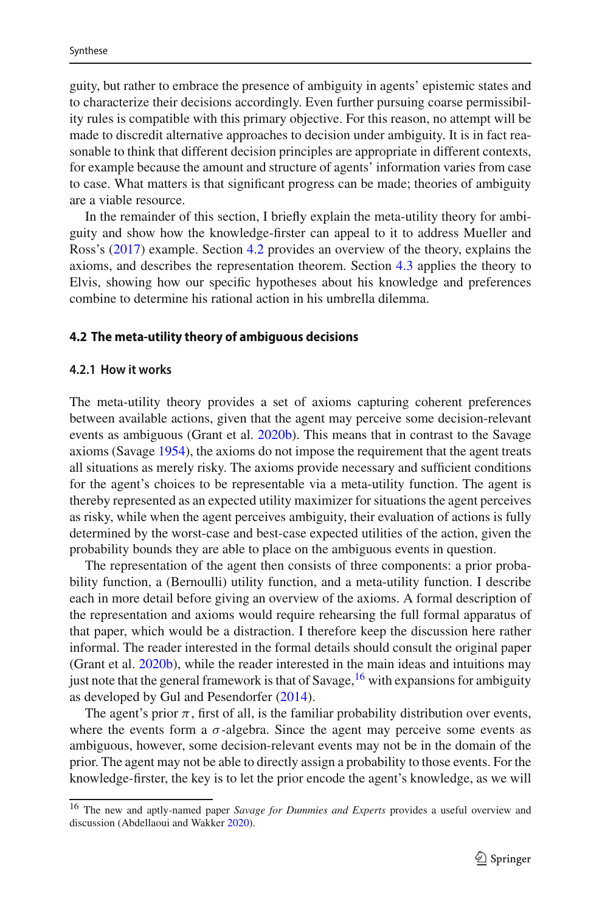guity, but rather to embrace the presence of ambiguity in agents' epistemic states and to characterize their decisions accordingly. Even further pursuing coarse permissibility rules is compatible with this primary objective. For this reason, no attempt will be made to discredit alternative approaches to decision under ambiguity. It is in fact reasonable to think that different decision principles are appropriate in different contexts, for example because the amount and structure of agents' information varies from case to case. What matters is that significant progress can be made; theories of ambiguity are a viable resource.

In the remainder of this section, I briefly explain the meta-utility theory for ambiguity and show how the knowledge-firster can appeal to it to address Mueller and Ross's (2017) example. Section 4.2 provides an overview of the theory, explains the axioms, and describes the representation theorem. Section 4.3 applies the theory to Elvis, showing how our specific hypotheses about his knowledge and preferences combine to determine his rational action in his umbrella dilemma.

### 4.2 The meta-utility theory of ambiguous decisions

#### 4.2.1 How it works

The meta-utility theory provides a set of axioms capturing coherent preferences between available actions, given that the agent may perceive some decision-relevant events as ambiguous (Grant et al. 2020b). This means that in contrast to the Savage axioms (Savage 1954), the axioms do not impose the requirement that the agent treats all situations as merely risky. The axioms provide necessary and sufficient conditions for the agent's choices to be representable via a meta-utility function. The agent is thereby represented as an expected utility maximizer for situations the agent perceives as risky, while when the agent perceives ambiguity, their evaluation of actions is fully determined by the worst-case and best-case expected utilities of the action, given the probability bounds they are able to place on the ambiguous events in question.

The representation of the agent then consists of three components: a prior probability function, a (Bernoulli) utility function, and a meta-utility function. I describe each in more detail before giving an overview of the axioms. A formal description of the representation and axioms would require rehearsing the full formal apparatus of that paper, which would be a distraction. I therefore keep the discussion here rather informal. The reader interested in the formal details should consult the original paper (Grant et al. 2020b), while the reader interested in the main ideas and intuitions may just note that the general framework is that of Savage,[16] with expansions for ambiguity as developed by Gul and Pesendorfer (2014).

The agent's prior $\pi$, first of all, is the familiar probability distribution over events, where the events form a $\sigma$-algebra. Since the agent may perceive some events as ambiguous, however, some decision-relevant events may not be in the domain of the prior. The agent may not be able to directly assign a probability to those events. For the knowledge-firster, the key is to let the prior encode the agent's knowledge, as we will

[16] The new and aptly-named paper *Savage for Dummies and Experts* provides a useful overview and discussion (Abdellaoui and Wakker 2020).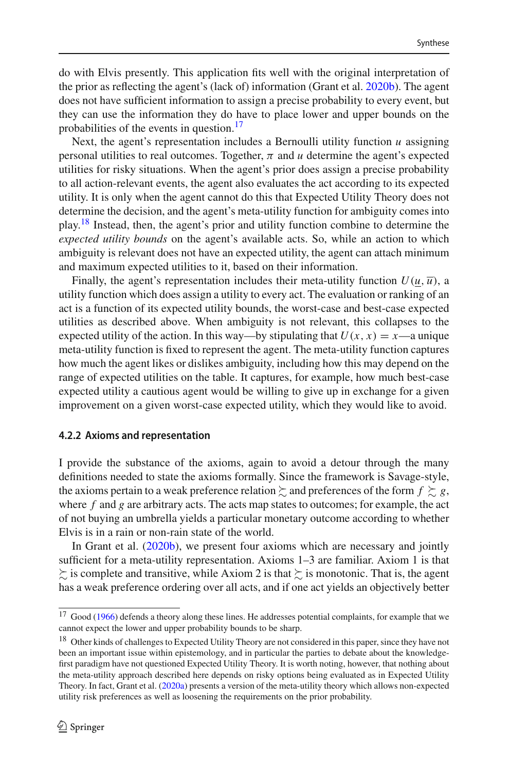do with Elvis presently. This application fits well with the original interpretation of the prior as reflecting the agent's (lack of) information (Grant et al. 2020b). The agent does not have sufficient information to assign a precise probability to every event, but they can use the information they do have to place lower and upper bounds on the probabilities of the events in question.[17]

Next, the agent's representation includes a Bernoulli utility function $u$ assigning personal utilities to real outcomes. Together, $\pi$ and $u$ determine the agent's expected utilities for risky situations. When the agent's prior does assign a precise probability to all action-relevant events, the agent also evaluates the act according to its expected utility. It is only when the agent cannot do this that Expected Utility Theory does not determine the decision, and the agent's meta-utility function for ambiguity comes into play.[18] Instead, then, the agent's prior and utility function combine to determine the *expected utility bounds* on the agent's available acts. So, while an action to which ambiguity is relevant does not have an expected utility, the agent can attach minimum and maximum expected utilities to it, based on their information.

Finally, the agent's representation includes their meta-utility function $U(\underline{u}, \overline{u})$, a utility function which does assign a utility to every act. The evaluation or ranking of an act is a function of its expected utility bounds, the worst-case and best-case expected utilities as described above. When ambiguity is not relevant, this collapses to the expected utility of the action. In this way—by stipulating that $U(x, x) = x$—a unique meta-utility function is fixed to represent the agent. The meta-utility function captures how much the agent likes or dislikes ambiguity, including how this may depend on the range of expected utilities on the table. It captures, for example, how much best-case expected utility a cautious agent would be willing to give up in exchange for a given improvement on a given worst-case expected utility, which they would like to avoid.

#### 4.2.2 Axioms and representation

I provide the substance of the axioms, again to avoid a detour through the many definitions needed to state the axioms formally. Since the framework is Savage-style, the axioms pertain to a weak preference relation $\succsim$ and preferences of the form $f \succsim g$, where $f$ and $g$ are arbitrary acts. The acts map states to outcomes; for example, the act of not buying an umbrella yields a particular monetary outcome according to whether Elvis is in a rain or non-rain state of the world.

In Grant et al. (2020b), we present four axioms which are necessary and jointly sufficient for a meta-utility representation. Axioms 1–3 are familiar. Axiom 1 is that $\succsim$ is complete and transitive, while Axiom 2 is that $\succsim$ is monotonic. That is, the agent has a weak preference ordering over all acts, and if one act yields an objectively better

---

[17] Good (1966) defends a theory along these lines. He addresses potential complaints, for example that we cannot expect the lower and upper probability bounds to be sharp.

[18] Other kinds of challenges to Expected Utility Theory are not considered in this paper, since they have not been an important issue within epistemology, and in particular the parties to debate about the knowledge-first paradigm have not questioned Expected Utility Theory. It is worth noting, however, that nothing about the meta-utility approach described here depends on risky options being evaluated as in Expected Utility Theory. In fact, Grant et al. (2020a) presents a version of the meta-utility theory which allows non-expected utility risk preferences as well as loosening the requirements on the prior probability.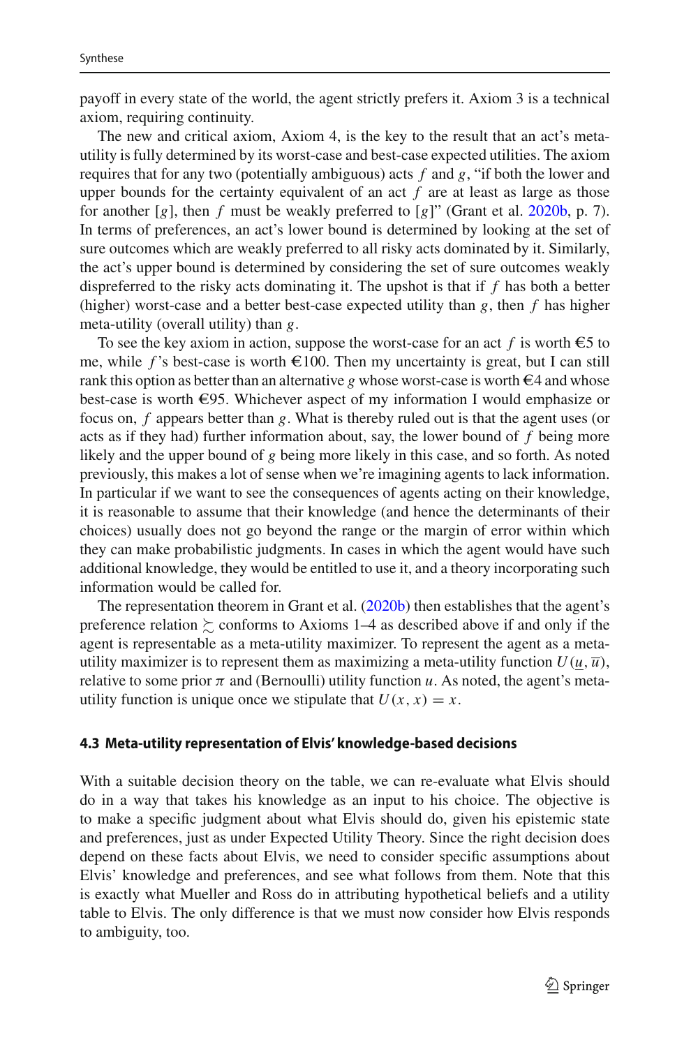payoff in every state of the world, the agent strictly prefers it. Axiom 3 is a technical axiom, requiring continuity.

The new and critical axiom, Axiom 4, is the key to the result that an act's meta-utility is fully determined by its worst-case and best-case expected utilities. The axiom requires that for any two (potentially ambiguous) acts $f$ and $g$, "if both the lower and upper bounds for the certainty equivalent of an act $f$ are at least as large as those for another [$g$], then $f$ must be weakly preferred to [$g$]" (Grant et al. 2020b, p. 7). In terms of preferences, an act's lower bound is determined by looking at the set of sure outcomes which are weakly preferred to all risky acts dominated by it. Similarly, the act's upper bound is determined by considering the set of sure outcomes weakly dispreferred to the risky acts dominating it. The upshot is that if $f$ has both a better (higher) worst-case and a better best-case expected utility than $g$, then $f$ has higher meta-utility (overall utility) than $g$.

To see the key axiom in action, suppose the worst-case for an act $f$ is worth €5 to me, while $f$'s best-case is worth €100. Then my uncertainty is great, but I can still rank this option as better than an alternative $g$ whose worst-case is worth €4 and whose best-case is worth €95. Whichever aspect of my information I would emphasize or focus on, $f$ appears better than $g$. What is thereby ruled out is that the agent uses (or acts as if they had) further information about, say, the lower bound of $f$ being more likely and the upper bound of $g$ being more likely in this case, and so forth. As noted previously, this makes a lot of sense when we're imagining agents to lack information. In particular if we want to see the consequences of agents acting on their knowledge, it is reasonable to assume that their knowledge (and hence the determinants of their choices) usually does not go beyond the range or the margin of error within which they can make probabilistic judgments. In cases in which the agent would have such additional knowledge, they would be entitled to use it, and a theory incorporating such information would be called for.

The representation theorem in Grant et al. (2020b) then establishes that the agent's preference relation $\succsim$ conforms to Axioms 1–4 as described above if and only if the agent is representable as a meta-utility maximizer. To represent the agent as a meta-utility maximizer is to represent them as maximizing a meta-utility function $U(\underline{u}, \overline{u})$, relative to some prior $\pi$ and (Bernoulli) utility function $u$. As noted, the agent's meta-utility function is unique once we stipulate that $U(x, x) = x$.

### 4.3 Meta-utility representation of Elvis' knowledge-based decisions

With a suitable decision theory on the table, we can re-evaluate what Elvis should do in a way that takes his knowledge as an input to his choice. The objective is to make a specific judgment about what Elvis should do, given his epistemic state and preferences, just as under Expected Utility Theory. Since the right decision does depend on these facts about Elvis, we need to consider specific assumptions about Elvis' knowledge and preferences, and see what follows from them. Note that this is exactly what Mueller and Ross do in attributing hypothetical beliefs and a utility table to Elvis. The only difference is that we must now consider how Elvis responds to ambiguity, too.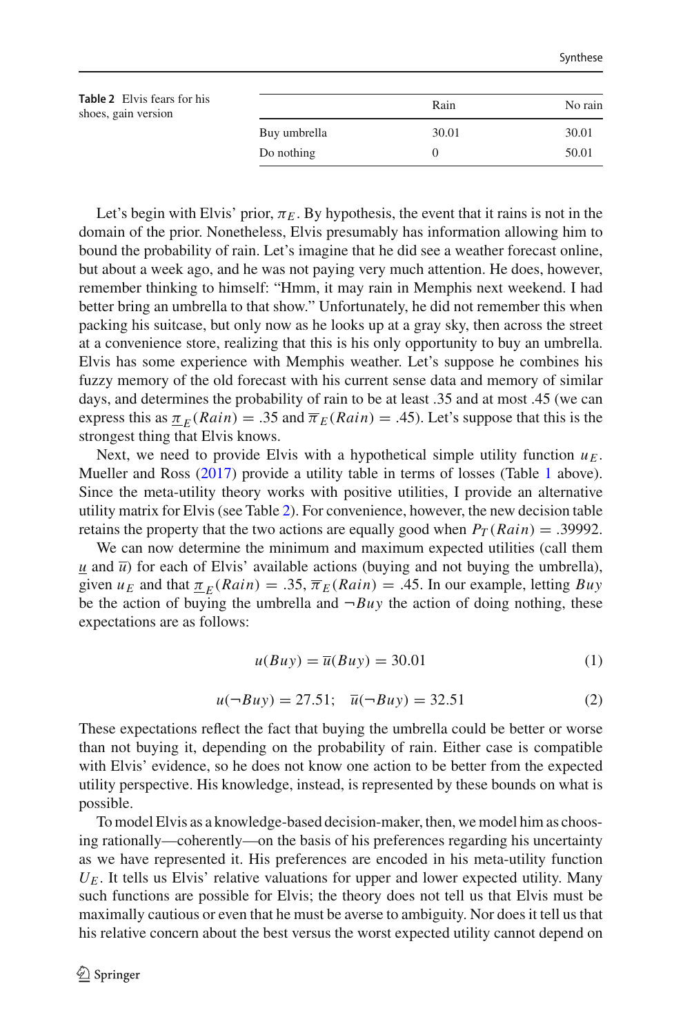**Table 2** Elvis fears for his shoes, gain version

| | Rain | No rain |
|---|---|---|
| Buy umbrella | 30.01 | 30.01 |
| Do nothing | 0 | 50.01 |

Let's begin with Elvis' prior, $\pi_E$. By hypothesis, the event that it rains is not in the domain of the prior. Nonetheless, Elvis presumably has information allowing him to bound the probability of rain. Let's imagine that he did see a weather forecast online, but about a week ago, and he was not paying very much attention. He does, however, remember thinking to himself: "Hmm, it may rain in Memphis next weekend. I had better bring an umbrella to that show." Unfortunately, he did not remember this when packing his suitcase, but only now as he looks up at a gray sky, then across the street at a convenience store, realizing that this is his only opportunity to buy an umbrella. Elvis has some experience with Memphis weather. Let's suppose he combines his fuzzy memory of the old forecast with his current sense data and memory of similar days, and determines the probability of rain to be at least .35 and at most .45 (we can express this as $\underline{\pi}_E(Rain) = .35$ and $\overline{\pi}_E(Rain) = .45$). Let's suppose that this is the strongest thing that Elvis knows.

Next, we need to provide Elvis with a hypothetical simple utility function $u_E$. Mueller and Ross (2017) provide a utility table in terms of losses (Table 1 above). Since the meta-utility theory works with positive utilities, I provide an alternative utility matrix for Elvis (see Table 2). For convenience, however, the new decision table retains the property that the two actions are equally good when $P_T(Rain) = .39992$.

We can now determine the minimum and maximum expected utilities (call them $\underline{u}$ and $\overline{u}$) for each of Elvis' available actions (buying and not buying the umbrella), given $u_E$ and that $\underline{\pi}_E(Rain) = .35$, $\overline{\pi}_E(Rain) = .45$. In our example, letting $Buy$ be the action of buying the umbrella and $\neg Buy$ the action of doing nothing, these expectations are as follows:

$$\underline{u}(Buy) = \overline{u}(Buy) = 30.01 \quad (1)$$

$$\underline{u}(\neg Buy) = 27.51; \quad \overline{u}(\neg Buy) = 32.51 \quad (2)$$

These expectations reflect the fact that buying the umbrella could be better or worse than not buying it, depending on the probability of rain. Either case is compatible with Elvis' evidence, so he does not know one action to be better from the expected utility perspective. His knowledge, instead, is represented by these bounds on what is possible.

To model Elvis as a knowledge-based decision-maker, then, we model him as choosing rationally—coherently—on the basis of his preferences regarding his uncertainty as we have represented it. His preferences are encoded in his meta-utility function $U_E$. It tells us Elvis' relative valuations for upper and lower expected utility. Many such functions are possible for Elvis; the theory does not tell us that Elvis must be maximally cautious or even that he must be averse to ambiguity. Nor does it tell us that his relative concern about the best versus the worst expected utility cannot depend on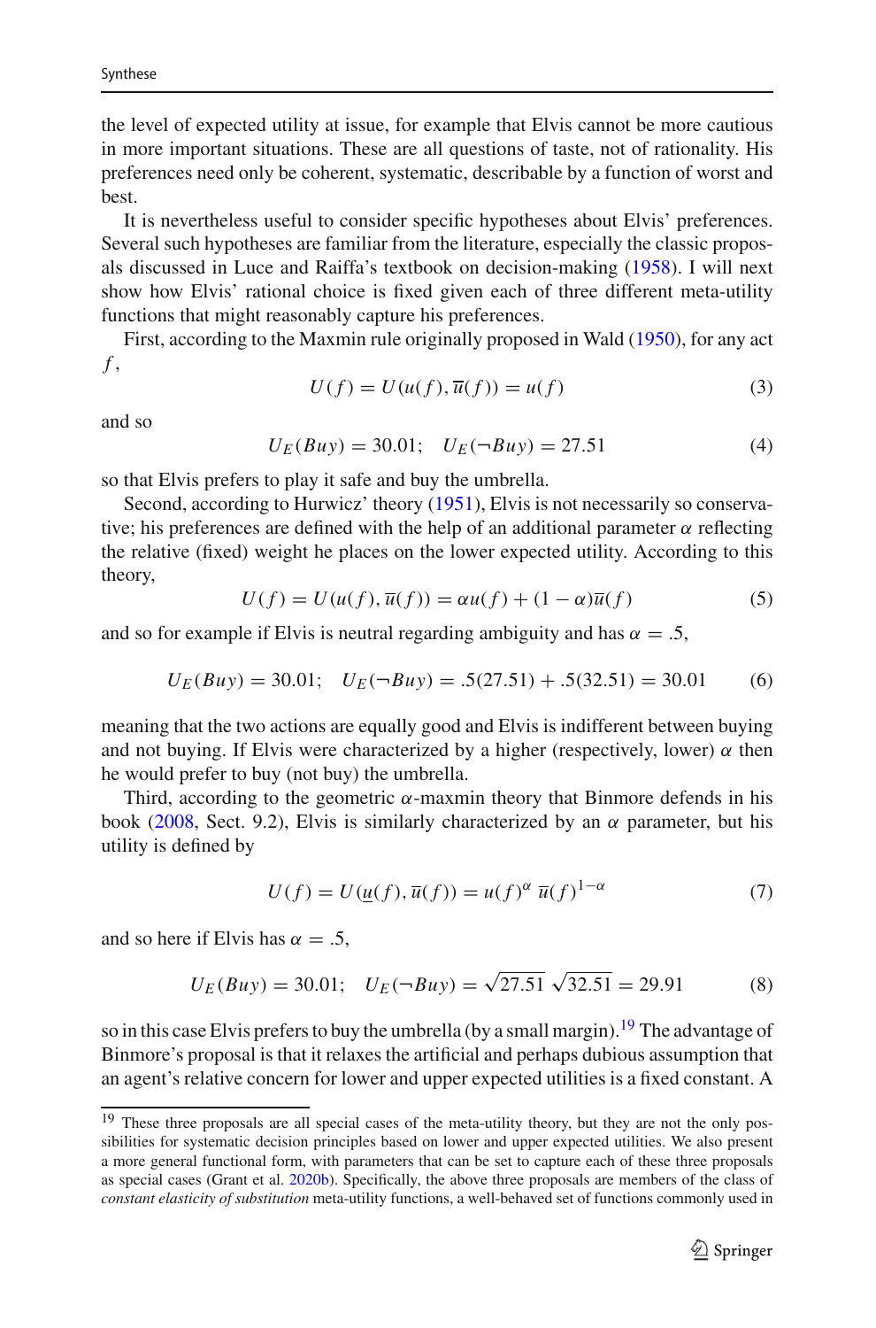the level of expected utility at issue, for example that Elvis cannot be more cautious in more important situations. These are all questions of taste, not of rationality. His preferences need only be coherent, systematic, describable by a function of worst and best.

It is nevertheless useful to consider specific hypotheses about Elvis' preferences. Several such hypotheses are familiar from the literature, especially the classic proposals discussed in Luce and Raiffa's textbook on decision-making (1958). I will next show how Elvis' rational choice is fixed given each of three different meta-utility functions that might reasonably capture his preferences.

First, according to the Maxmin rule originally proposed in Wald (1950), for any act $f$,

$$U(f) = U(u(f), \overline{u}(f)) = u(f) \tag{3}$$

and so

$$U_E(Buy) = 30.01; \quad U_E(\neg Buy) = 27.51 \tag{4}$$

so that Elvis prefers to play it safe and buy the umbrella.

Second, according to Hurwicz' theory (1951), Elvis is not necessarily so conservative; his preferences are defined with the help of an additional parameter $\alpha$ reflecting the relative (fixed) weight he places on the lower expected utility. According to this theory,

$$U(f) = U(u(f), \overline{u}(f)) = \alpha u(f) + (1 - \alpha)\overline{u}(f) \tag{5}$$

and so for example if Elvis is neutral regarding ambiguity and has $\alpha = .5$,

$$U_E(Buy) = 30.01; \quad U_E(\neg Buy) = .5(27.51) + .5(32.51) = 30.01 \tag{6}$$

meaning that the two actions are equally good and Elvis is indifferent between buying and not buying. If Elvis were characterized by a higher (respectively, lower) $\alpha$ then he would prefer to buy (not buy) the umbrella.

Third, according to the geometric $\alpha$-maxmin theory that Binmore defends in his book (2008, Sect. 9.2), Elvis is similarly characterized by an $\alpha$ parameter, but his utility is defined by

$$U(f) = U(\underline{u}(f), \overline{u}(f)) = u(f)^{\alpha}\ \overline{u}(f)^{1-\alpha} \tag{7}$$

and so here if Elvis has $\alpha = .5$,

$$U_E(Buy) = 30.01; \quad U_E(\neg Buy) = \sqrt{27.51}\ \sqrt{32.51} = 29.91 \tag{8}$$

so in this case Elvis prefers to buy the umbrella (by a small margin).[19] The advantage of Binmore's proposal is that it relaxes the artificial and perhaps dubious assumption that an agent's relative concern for lower and upper expected utilities is a fixed constant. A

[19] These three proposals are all special cases of the meta-utility theory, but they are not the only possibilities for systematic decision principles based on lower and upper expected utilities. We also present a more general functional form, with parameters that can be set to capture each of these three proposals as special cases (Grant et al. 2020b). Specifically, the above three proposals are members of the class of *constant elasticity of substitution* meta-utility functions, a well-behaved set of functions commonly used in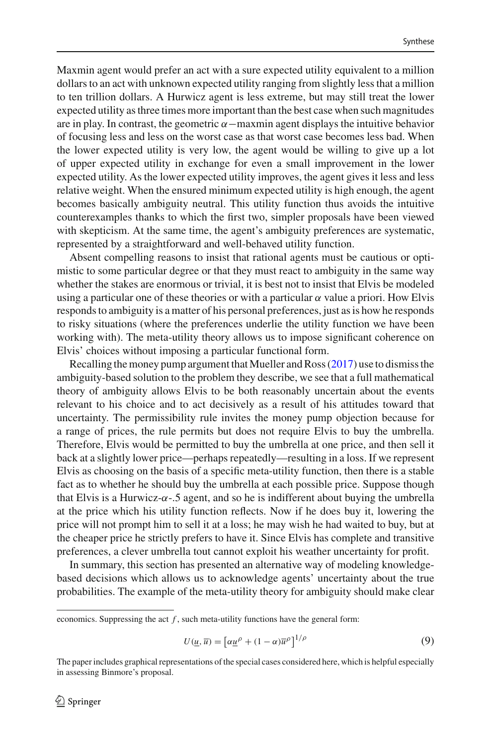Maxmin agent would prefer an act with a sure expected utility equivalent to a million dollars to an act with unknown expected utility ranging from slightly less that a million to ten trillion dollars. A Hurwicz agent is less extreme, but may still treat the lower expected utility as three times more important than the best case when such magnitudes are in play. In contrast, the geometric $\alpha$−maxmin agent displays the intuitive behavior of focusing less and less on the worst case as that worst case becomes less bad. When the lower expected utility is very low, the agent would be willing to give up a lot of upper expected utility in exchange for even a small improvement in the lower expected utility. As the lower expected utility improves, the agent gives it less and less relative weight. When the ensured minimum expected utility is high enough, the agent becomes basically ambiguity neutral. This utility function thus avoids the intuitive counterexamples thanks to which the first two, simpler proposals have been viewed with skepticism. At the same time, the agent's ambiguity preferences are systematic, represented by a straightforward and well-behaved utility function.

Absent compelling reasons to insist that rational agents must be cautious or optimistic to some particular degree or that they must react to ambiguity in the same way whether the stakes are enormous or trivial, it is best not to insist that Elvis be modeled using a particular one of these theories or with a particular $\alpha$ value a priori. How Elvis responds to ambiguity is a matter of his personal preferences, just as is how he responds to risky situations (where the preferences underlie the utility function we have been working with). The meta-utility theory allows us to impose significant coherence on Elvis' choices without imposing a particular functional form.

Recalling the money pump argument that Mueller and Ross (2017) use to dismiss the ambiguity-based solution to the problem they describe, we see that a full mathematical theory of ambiguity allows Elvis to be both reasonably uncertain about the events relevant to his choice and to act decisively as a result of his attitudes toward that uncertainty. The permissibility rule invites the money pump objection because for a range of prices, the rule permits but does not require Elvis to buy the umbrella. Therefore, Elvis would be permitted to buy the umbrella at one price, and then sell it back at a slightly lower price—perhaps repeatedly—resulting in a loss. If we represent Elvis as choosing on the basis of a specific meta-utility function, then there is a stable fact as to whether he should buy the umbrella at each possible price. Suppose though that Elvis is a Hurwicz-$\alpha$-.5 agent, and so he is indifferent about buying the umbrella at the price which his utility function reflects. Now if he does buy it, lowering the price will not prompt him to sell it at a loss; he may wish he had waited to buy, but at the cheaper price he strictly prefers to have it. Since Elvis has complete and transitive preferences, a clever umbrella tout cannot exploit his weather uncertainty for profit.

In summary, this section has presented an alternative way of modeling knowledge-based decisions which allows us to acknowledge agents' uncertainty about the true probabilities. The example of the meta-utility theory for ambiguity should make clear

---

economics. Suppressing the act $f$, such meta-utility functions have the general form:

$$U(\underline{u}, \overline{u}) = \left[\alpha \underline{u}^{\rho} + (1-\alpha)\overline{u}^{\rho}\right]^{1/\rho} \tag{9}$$

The paper includes graphical representations of the special cases considered here, which is helpful especially in assessing Binmore's proposal.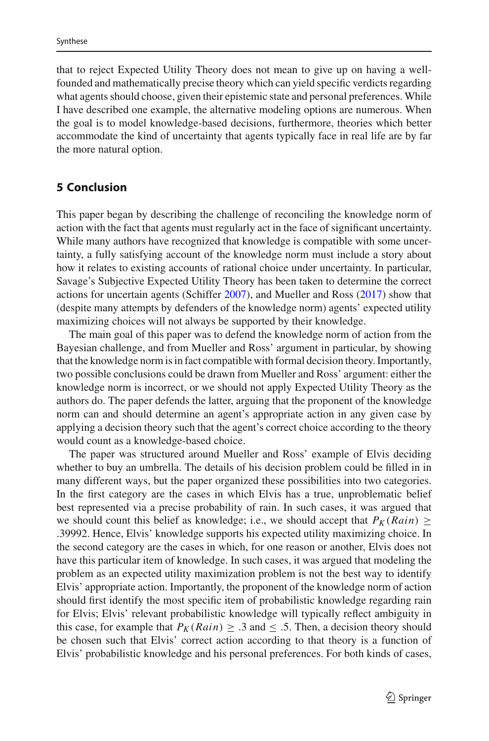that to reject Expected Utility Theory does not mean to give up on having a well-founded and mathematically precise theory which can yield specific verdicts regarding what agents should choose, given their epistemic state and personal preferences. While I have described one example, the alternative modeling options are numerous. When the goal is to model knowledge-based decisions, furthermore, theories which better accommodate the kind of uncertainty that agents typically face in real life are by far the more natural option.

## 5 Conclusion

This paper began by describing the challenge of reconciling the knowledge norm of action with the fact that agents must regularly act in the face of significant uncertainty. While many authors have recognized that knowledge is compatible with some uncertainty, a fully satisfying account of the knowledge norm must include a story about how it relates to existing accounts of rational choice under uncertainty. In particular, Savage's Subjective Expected Utility Theory has been taken to determine the correct actions for uncertain agents (Schiffer 2007), and Mueller and Ross (2017) show that (despite many attempts by defenders of the knowledge norm) agents' expected utility maximizing choices will not always be supported by their knowledge.

The main goal of this paper was to defend the knowledge norm of action from the Bayesian challenge, and from Mueller and Ross' argument in particular, by showing that the knowledge norm is in fact compatible with formal decision theory. Importantly, two possible conclusions could be drawn from Mueller and Ross' argument: either the knowledge norm is incorrect, or we should not apply Expected Utility Theory as the authors do. The paper defends the latter, arguing that the proponent of the knowledge norm can and should determine an agent's appropriate action in any given case by applying a decision theory such that the agent's correct choice according to the theory would count as a knowledge-based choice.

The paper was structured around Mueller and Ross' example of Elvis deciding whether to buy an umbrella. The details of his decision problem could be filled in in many different ways, but the paper organized these possibilities into two categories. In the first category are the cases in which Elvis has a true, unproblematic belief best represented via a precise probability of rain. In such cases, it was argued that we should count this belief as knowledge; i.e., we should accept that $P_K(Rain) \geq .39992$. Hence, Elvis' knowledge supports his expected utility maximizing choice. In the second category are the cases in which, for one reason or another, Elvis does not have this particular item of knowledge. In such cases, it was argued that modeling the problem as an expected utility maximization problem is not the best way to identify Elvis' appropriate action. Importantly, the proponent of the knowledge norm of action should first identify the most specific item of probabilistic knowledge regarding rain for Elvis; Elvis' relevant probabilistic knowledge will typically reflect ambiguity in this case, for example that $P_K(Rain) \geq .3$ and $\leq .5$. Then, a decision theory should be chosen such that Elvis' correct action according to that theory is a function of Elvis' probabilistic knowledge and his personal preferences. For both kinds of cases,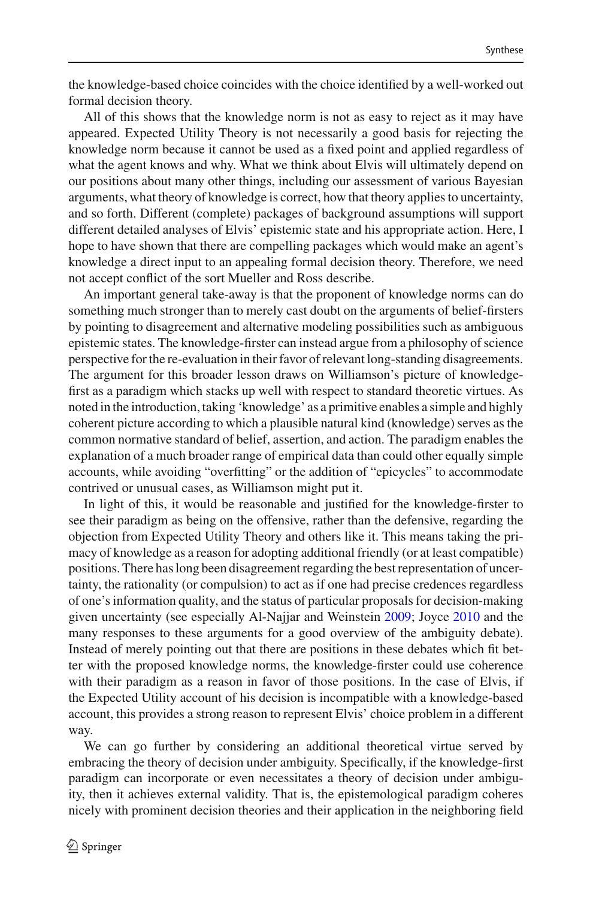the knowledge-based choice coincides with the choice identified by a well-worked out formal decision theory.

All of this shows that the knowledge norm is not as easy to reject as it may have appeared. Expected Utility Theory is not necessarily a good basis for rejecting the knowledge norm because it cannot be used as a fixed point and applied regardless of what the agent knows and why. What we think about Elvis will ultimately depend on our positions about many other things, including our assessment of various Bayesian arguments, what theory of knowledge is correct, how that theory applies to uncertainty, and so forth. Different (complete) packages of background assumptions will support different detailed analyses of Elvis' epistemic state and his appropriate action. Here, I hope to have shown that there are compelling packages which would make an agent's knowledge a direct input to an appealing formal decision theory. Therefore, we need not accept conflict of the sort Mueller and Ross describe.

An important general take-away is that the proponent of knowledge norms can do something much stronger than to merely cast doubt on the arguments of belief-firsters by pointing to disagreement and alternative modeling possibilities such as ambiguous epistemic states. The knowledge-firster can instead argue from a philosophy of science perspective for the re-evaluation in their favor of relevant long-standing disagreements. The argument for this broader lesson draws on Williamson's picture of knowledge-first as a paradigm which stacks up well with respect to standard theoretic virtues. As noted in the introduction, taking 'knowledge' as a primitive enables a simple and highly coherent picture according to which a plausible natural kind (knowledge) serves as the common normative standard of belief, assertion, and action. The paradigm enables the explanation of a much broader range of empirical data than could other equally simple accounts, while avoiding "overfitting" or the addition of "epicycles" to accommodate contrived or unusual cases, as Williamson might put it.

In light of this, it would be reasonable and justified for the knowledge-firster to see their paradigm as being on the offensive, rather than the defensive, regarding the objection from Expected Utility Theory and others like it. This means taking the primacy of knowledge as a reason for adopting additional friendly (or at least compatible) positions. There has long been disagreement regarding the best representation of uncertainty, the rationality (or compulsion) to act as if one had precise credences regardless of one's information quality, and the status of particular proposals for decision-making given uncertainty (see especially Al-Najjar and Weinstein 2009; Joyce 2010 and the many responses to these arguments for a good overview of the ambiguity debate). Instead of merely pointing out that there are positions in these debates which fit better with the proposed knowledge norms, the knowledge-firster could use coherence with their paradigm as a reason in favor of those positions. In the case of Elvis, if the Expected Utility account of his decision is incompatible with a knowledge-based account, this provides a strong reason to represent Elvis' choice problem in a different way.

We can go further by considering an additional theoretical virtue served by embracing the theory of decision under ambiguity. Specifically, if the knowledge-first paradigm can incorporate or even necessitates a theory of decision under ambiguity, then it achieves external validity. That is, the epistemological paradigm coheres nicely with prominent decision theories and their application in the neighboring field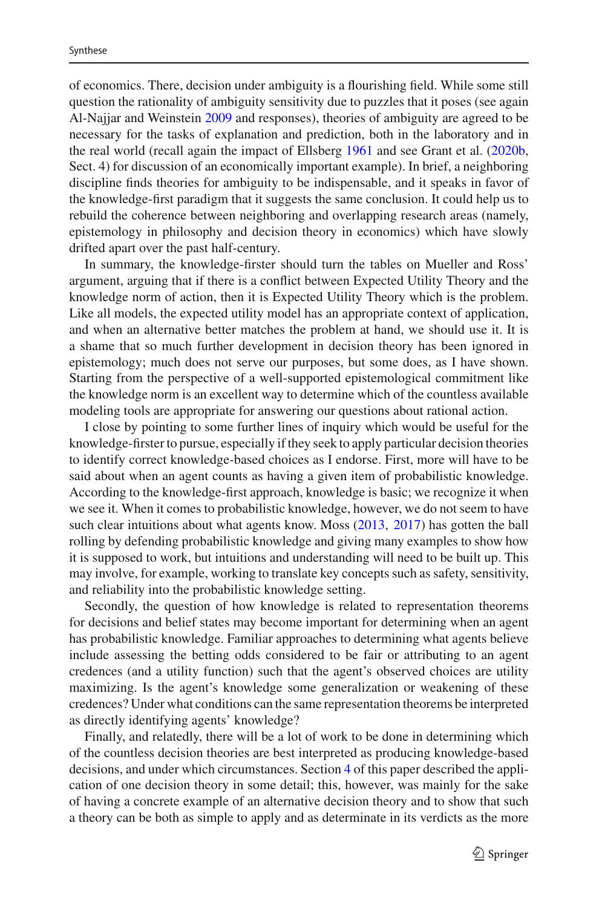of economics. There, decision under ambiguity is a flourishing field. While some still question the rationality of ambiguity sensitivity due to puzzles that it poses (see again Al-Najjar and Weinstein 2009 and responses), theories of ambiguity are agreed to be necessary for the tasks of explanation and prediction, both in the laboratory and in the real world (recall again the impact of Ellsberg 1961 and see Grant et al. (2020b, Sect. 4) for discussion of an economically important example). In brief, a neighboring discipline finds theories for ambiguity to be indispensable, and it speaks in favor of the knowledge-first paradigm that it suggests the same conclusion. It could help us to rebuild the coherence between neighboring and overlapping research areas (namely, epistemology in philosophy and decision theory in economics) which have slowly drifted apart over the past half-century.

In summary, the knowledge-firster should turn the tables on Mueller and Ross' argument, arguing that if there is a conflict between Expected Utility Theory and the knowledge norm of action, then it is Expected Utility Theory which is the problem. Like all models, the expected utility model has an appropriate context of application, and when an alternative better matches the problem at hand, we should use it. It is a shame that so much further development in decision theory has been ignored in epistemology; much does not serve our purposes, but some does, as I have shown. Starting from the perspective of a well-supported epistemological commitment like the knowledge norm is an excellent way to determine which of the countless available modeling tools are appropriate for answering our questions about rational action.

I close by pointing to some further lines of inquiry which would be useful for the knowledge-firster to pursue, especially if they seek to apply particular decision theories to identify correct knowledge-based choices as I endorse. First, more will have to be said about when an agent counts as having a given item of probabilistic knowledge. According to the knowledge-first approach, knowledge is basic; we recognize it when we see it. When it comes to probabilistic knowledge, however, we do not seem to have such clear intuitions about what agents know. Moss (2013, 2017) has gotten the ball rolling by defending probabilistic knowledge and giving many examples to show how it is supposed to work, but intuitions and understanding will need to be built up. This may involve, for example, working to translate key concepts such as safety, sensitivity, and reliability into the probabilistic knowledge setting.

Secondly, the question of how knowledge is related to representation theorems for decisions and belief states may become important for determining when an agent has probabilistic knowledge. Familiar approaches to determining what agents believe include assessing the betting odds considered to be fair or attributing to an agent credences (and a utility function) such that the agent's observed choices are utility maximizing. Is the agent's knowledge some generalization or weakening of these credences? Under what conditions can the same representation theorems be interpreted as directly identifying agents' knowledge?

Finally, and relatedly, there will be a lot of work to be done in determining which of the countless decision theories are best interpreted as producing knowledge-based decisions, and under which circumstances. Section 4 of this paper described the application of one decision theory in some detail; this, however, was mainly for the sake of having a concrete example of an alternative decision theory and to show that such a theory can be both as simple to apply and as determinate in its verdicts as the more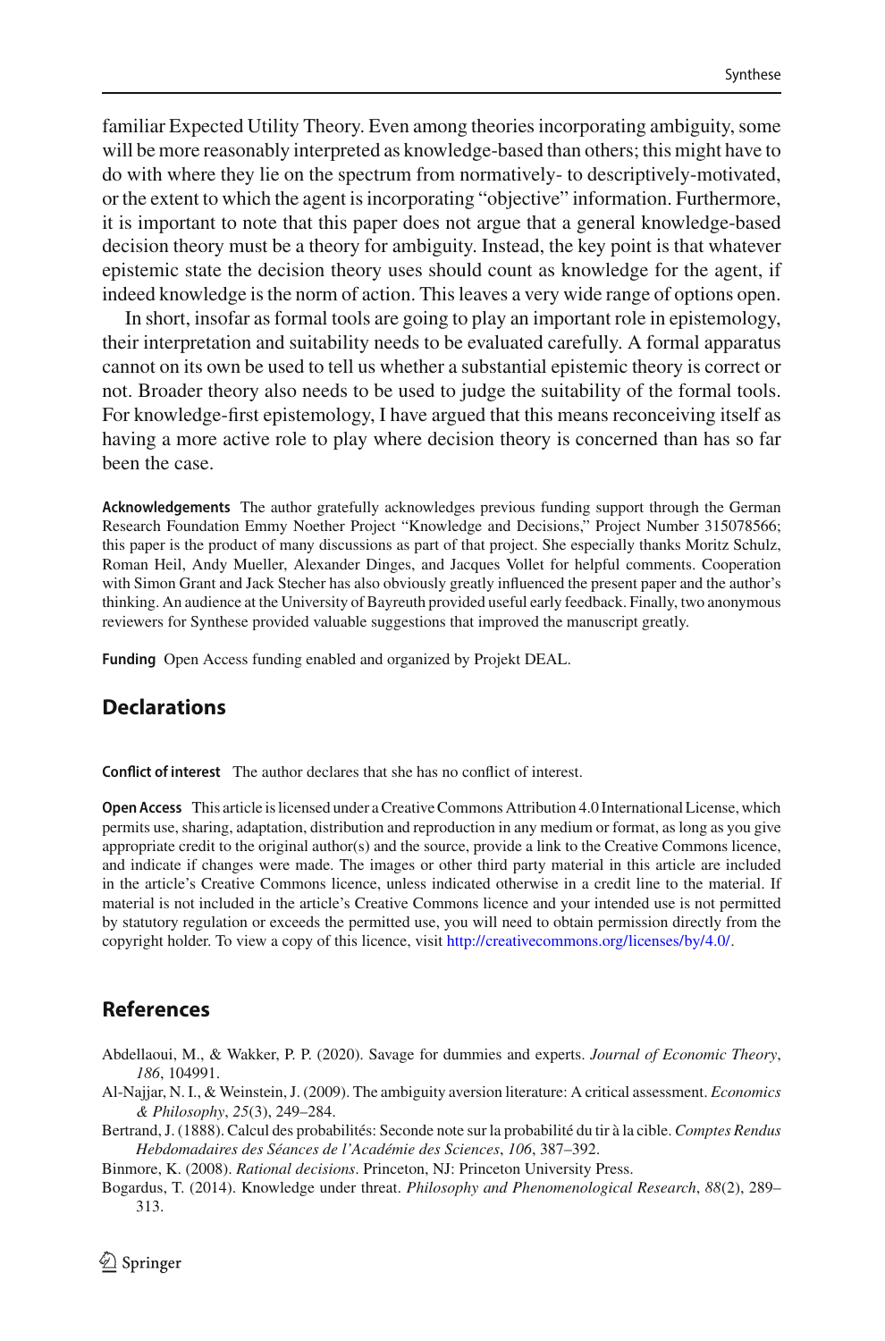familiar Expected Utility Theory. Even among theories incorporating ambiguity, some will be more reasonably interpreted as knowledge-based than others; this might have to do with where they lie on the spectrum from normatively- to descriptively-motivated, or the extent to which the agent is incorporating "objective" information. Furthermore, it is important to note that this paper does not argue that a general knowledge-based decision theory must be a theory for ambiguity. Instead, the key point is that whatever epistemic state the decision theory uses should count as knowledge for the agent, if indeed knowledge is the norm of action. This leaves a very wide range of options open.

In short, insofar as formal tools are going to play an important role in epistemology, their interpretation and suitability needs to be evaluated carefully. A formal apparatus cannot on its own be used to tell us whether a substantial epistemic theory is correct or not. Broader theory also needs to be used to judge the suitability of the formal tools. For knowledge-first epistemology, I have argued that this means reconceiving itself as having a more active role to play where decision theory is concerned than has so far been the case.

**Acknowledgements** The author gratefully acknowledges previous funding support through the German Research Foundation Emmy Noether Project "Knowledge and Decisions," Project Number 315078566; this paper is the product of many discussions as part of that project. She especially thanks Moritz Schulz, Roman Heil, Andy Mueller, Alexander Dinges, and Jacques Vollet for helpful comments. Cooperation with Simon Grant and Jack Stecher has also obviously greatly influenced the present paper and the author's thinking. An audience at the University of Bayreuth provided useful early feedback. Finally, two anonymous reviewers for Synthese provided valuable suggestions that improved the manuscript greatly.

**Funding** Open Access funding enabled and organized by Projekt DEAL.

## Declarations

**Conflict of interest** The author declares that she has no conflict of interest.

**Open Access** This article is licensed under a Creative Commons Attribution 4.0 International License, which permits use, sharing, adaptation, distribution and reproduction in any medium or format, as long as you give appropriate credit to the original author(s) and the source, provide a link to the Creative Commons licence, and indicate if changes were made. The images or other third party material in this article are included in the article's Creative Commons licence, unless indicated otherwise in a credit line to the material. If material is not included in the article's Creative Commons licence and your intended use is not permitted by statutory regulation or exceeds the permitted use, you will need to obtain permission directly from the copyright holder. To view a copy of this licence, visit http://creativecommons.org/licenses/by/4.0/.

## References

Abdellaoui, M., & Wakker, P. P. (2020). Savage for dummies and experts. *Journal of Economic Theory*, *186*, 104991.

Al-Najjar, N. I., & Weinstein, J. (2009). The ambiguity aversion literature: A critical assessment. *Economics & Philosophy*, *25*(3), 249–284.

Bertrand, J. (1888). Calcul des probabilités: Seconde note sur la probabilité du tir à la cible. *Comptes Rendus Hebdomadaires des Séances de l'Académie des Sciences*, *106*, 387–392.

Binmore, K. (2008). *Rational decisions*. Princeton, NJ: Princeton University Press.

Bogardus, T. (2014). Knowledge under threat. *Philosophy and Phenomenological Research*, *88*(2), 289–313.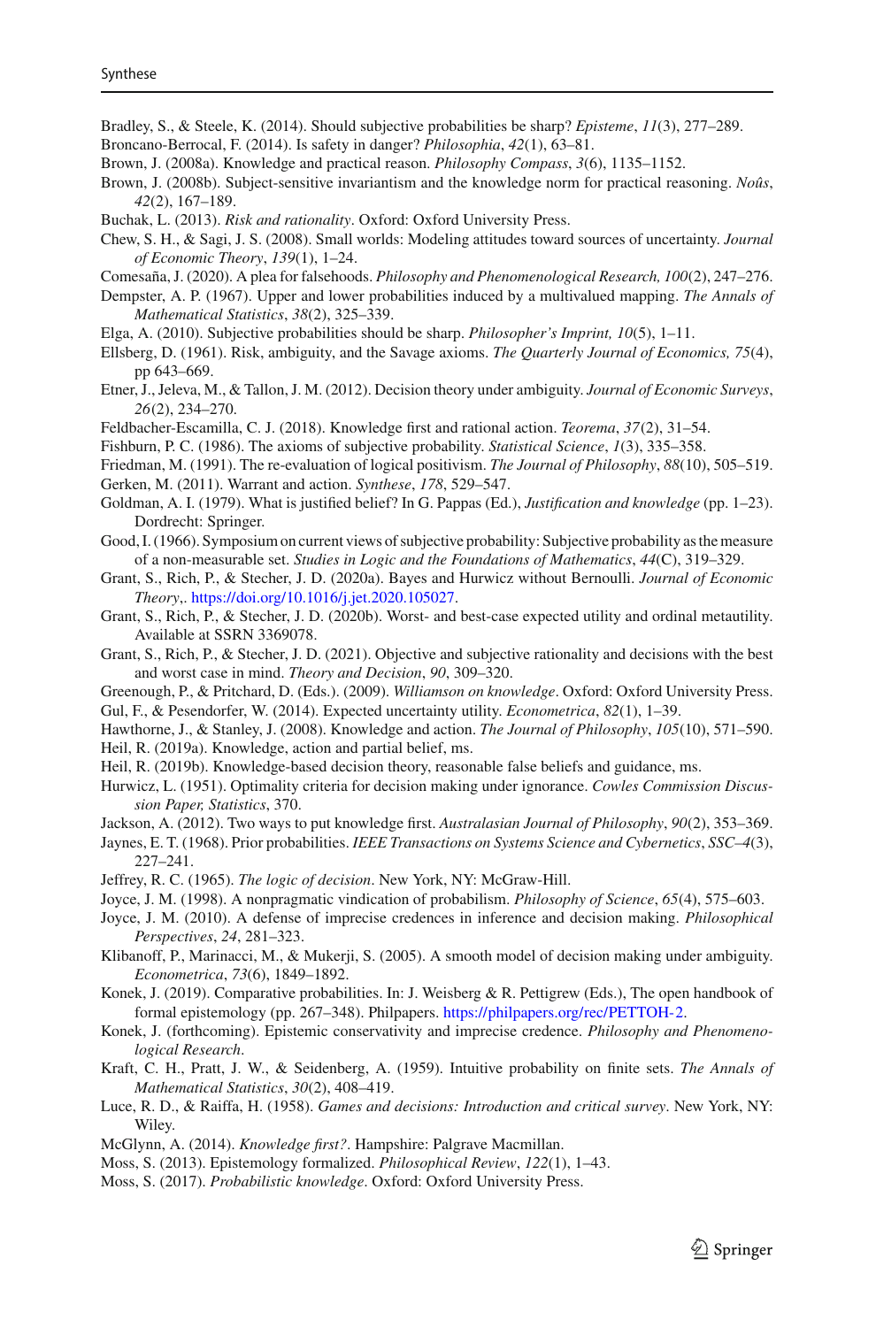Bradley, S., & Steele, K. (2014). Should subjective probabilities be sharp? *Episteme*, *11*(3), 277–289.

Broncano-Berrocal, F. (2014). Is safety in danger? *Philosophia*, *42*(1), 63–81.

Brown, J. (2008a). Knowledge and practical reason. *Philosophy Compass*, *3*(6), 1135–1152.

Brown, J. (2008b). Subject-sensitive invariantism and the knowledge norm for practical reasoning. *Noûs*, *42*(2), 167–189.

Buchak, L. (2013). *Risk and rationality*. Oxford: Oxford University Press.

Chew, S. H., & Sagi, J. S. (2008). Small worlds: Modeling attitudes toward sources of uncertainty. *Journal of Economic Theory*, *139*(1), 1–24.

Comesaña, J. (2020). A plea for falsehoods. *Philosophy and Phenomenological Research, 100*(2), 247–276.

Dempster, A. P. (1967). Upper and lower probabilities induced by a multivalued mapping. *The Annals of Mathematical Statistics*, *38*(2), 325–339.

Elga, A. (2010). Subjective probabilities should be sharp. *Philosopher's Imprint, 10*(5), 1–11.

Ellsberg, D. (1961). Risk, ambiguity, and the Savage axioms. *The Quarterly Journal of Economics, 75*(4), pp 643–669.

Etner, J., Jeleva, M., & Tallon, J. M. (2012). Decision theory under ambiguity. *Journal of Economic Surveys*, *26*(2), 234–270.

Feldbacher-Escamilla, C. J. (2018). Knowledge first and rational action. *Teorema*, *37*(2), 31–54.

Fishburn, P. C. (1986). The axioms of subjective probability. *Statistical Science*, *1*(3), 335–358.

Friedman, M. (1991). The re-evaluation of logical positivism. *The Journal of Philosophy*, *88*(10), 505–519.

Gerken, M. (2011). Warrant and action. *Synthese*, *178*, 529–547.

Goldman, A. I. (1979). What is justified belief? In G. Pappas (Ed.), *Justification and knowledge* (pp. 1–23). Dordrecht: Springer.

Good, I. (1966). Symposium on current views of subjective probability: Subjective probability as the measure of a non-measurable set. *Studies in Logic and the Foundations of Mathematics*, *44*(C), 319–329.

Grant, S., Rich, P., & Stecher, J. D. (2020a). Bayes and Hurwicz without Bernoulli. *Journal of Economic Theory*,. https://doi.org/10.1016/j.jet.2020.105027.

Grant, S., Rich, P., & Stecher, J. D. (2020b). Worst- and best-case expected utility and ordinal metautility. Available at SSRN 3369078.

Grant, S., Rich, P., & Stecher, J. D. (2021). Objective and subjective rationality and decisions with the best and worst case in mind. *Theory and Decision*, *90*, 309–320.

Greenough, P., & Pritchard, D. (Eds.). (2009). *Williamson on knowledge*. Oxford: Oxford University Press.

Gul, F., & Pesendorfer, W. (2014). Expected uncertainty utility. *Econometrica*, *82*(1), 1–39.

Hawthorne, J., & Stanley, J. (2008). Knowledge and action. *The Journal of Philosophy*, *105*(10), 571–590.

Heil, R. (2019a). Knowledge, action and partial belief, ms.

Heil, R. (2019b). Knowledge-based decision theory, reasonable false beliefs and guidance, ms.

Hurwicz, L. (1951). Optimality criteria for decision making under ignorance. *Cowles Commission Discussion Paper, Statistics*, 370.

Jackson, A. (2012). Two ways to put knowledge first. *Australasian Journal of Philosophy*, *90*(2), 353–369.

Jaynes, E. T. (1968). Prior probabilities. *IEEE Transactions on Systems Science and Cybernetics*, *SSC–4*(3), 227–241.

Jeffrey, R. C. (1965). *The logic of decision*. New York, NY: McGraw-Hill.

Joyce, J. M. (1998). A nonpragmatic vindication of probabilism. *Philosophy of Science*, *65*(4), 575–603.

Joyce, J. M. (2010). A defense of imprecise credences in inference and decision making. *Philosophical Perspectives*, *24*, 281–323.

Klibanoff, P., Marinacci, M., & Mukerji, S. (2005). A smooth model of decision making under ambiguity. *Econometrica*, *73*(6), 1849–1892.

Konek, J. (2019). Comparative probabilities. In: J. Weisberg & R. Pettigrew (Eds.), The open handbook of formal epistemology (pp. 267–348). Philpapers. https://philpapers.org/rec/PETTOH-2.

Konek, J. (forthcoming). Epistemic conservativity and imprecise credence. *Philosophy and Phenomenological Research*.

Kraft, C. H., Pratt, J. W., & Seidenberg, A. (1959). Intuitive probability on finite sets. *The Annals of Mathematical Statistics*, *30*(2), 408–419.

Luce, R. D., & Raiffa, H. (1958). *Games and decisions: Introduction and critical survey*. New York, NY: Wiley.

McGlynn, A. (2014). *Knowledge first?*. Hampshire: Palgrave Macmillan.

Moss, S. (2013). Epistemology formalized. *Philosophical Review*, *122*(1), 1–43.

Moss, S. (2017). *Probabilistic knowledge*. Oxford: Oxford University Press.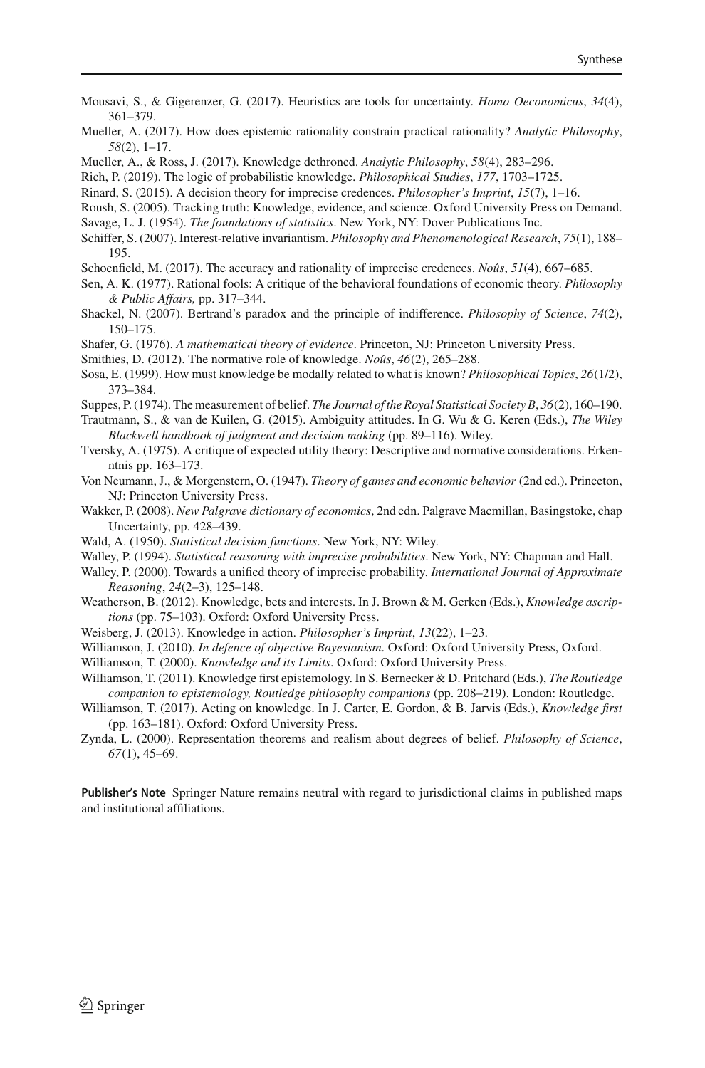Mousavi, S., & Gigerenzer, G. (2017). Heuristics are tools for uncertainty. *Homo Oeconomicus*, *34*(4), 361–379.

Mueller, A. (2017). How does epistemic rationality constrain practical rationality? *Analytic Philosophy*, *58*(2), 1–17.

Mueller, A., & Ross, J. (2017). Knowledge dethroned. *Analytic Philosophy*, *58*(4), 283–296.

Rich, P. (2019). The logic of probabilistic knowledge. *Philosophical Studies*, *177*, 1703–1725.

Rinard, S. (2015). A decision theory for imprecise credences. *Philosopher's Imprint*, *15*(7), 1–16.

Roush, S. (2005). Tracking truth: Knowledge, evidence, and science. Oxford University Press on Demand.

Savage, L. J. (1954). *The foundations of statistics*. New York, NY: Dover Publications Inc.

Schiffer, S. (2007). Interest-relative invariantism. *Philosophy and Phenomenological Research*, *75*(1), 188–195.

Schoenfield, M. (2017). The accuracy and rationality of imprecise credences. *Noûs*, *51*(4), 667–685.

Sen, A. K. (1977). Rational fools: A critique of the behavioral foundations of economic theory. *Philosophy & Public Affairs,* pp. 317–344.

Shackel, N. (2007). Bertrand's paradox and the principle of indifference. *Philosophy of Science*, *74*(2), 150–175.

Shafer, G. (1976). *A mathematical theory of evidence*. Princeton, NJ: Princeton University Press.

Smithies, D. (2012). The normative role of knowledge. *Noûs*, *46*(2), 265–288.

Sosa, E. (1999). How must knowledge be modally related to what is known? *Philosophical Topics*, *26*(1/2), 373–384.

Suppes, P. (1974). The measurement of belief. *The Journal of the Royal Statistical Society B*, *36*(2), 160–190.

Trautmann, S., & van de Kuilen, G. (2015). Ambiguity attitudes. In G. Wu & G. Keren (Eds.), *The Wiley Blackwell handbook of judgment and decision making* (pp. 89–116). Wiley.

Tversky, A. (1975). A critique of expected utility theory: Descriptive and normative considerations. Erkenntnis pp. 163–173.

Von Neumann, J., & Morgenstern, O. (1947). *Theory of games and economic behavior* (2nd ed.). Princeton, NJ: Princeton University Press.

Wakker, P. (2008). *New Palgrave dictionary of economics*, 2nd edn. Palgrave Macmillan, Basingstoke, chap Uncertainty, pp. 428–439.

Wald, A. (1950). *Statistical decision functions*. New York, NY: Wiley.

Walley, P. (1994). *Statistical reasoning with imprecise probabilities*. New York, NY: Chapman and Hall.

Walley, P. (2000). Towards a unified theory of imprecise probability. *International Journal of Approximate Reasoning*, *24*(2–3), 125–148.

Weatherson, B. (2012). Knowledge, bets and interests. In J. Brown & M. Gerken (Eds.), *Knowledge ascriptions* (pp. 75–103). Oxford: Oxford University Press.

Weisberg, J. (2013). Knowledge in action. *Philosopher's Imprint*, *13*(22), 1–23.

Williamson, J. (2010). *In defence of objective Bayesianism*. Oxford: Oxford University Press, Oxford.

Williamson, T. (2000). *Knowledge and its Limits*. Oxford: Oxford University Press.

Williamson, T. (2011). Knowledge first epistemology. In S. Bernecker & D. Pritchard (Eds.), *The Routledge companion to epistemology, Routledge philosophy companions* (pp. 208–219). London: Routledge.

Williamson, T. (2017). Acting on knowledge. In J. Carter, E. Gordon, & B. Jarvis (Eds.), *Knowledge first* (pp. 163–181). Oxford: Oxford University Press.

Zynda, L. (2000). Representation theorems and realism about degrees of belief. *Philosophy of Science*, *67*(1), 45–69.

**Publisher's Note** Springer Nature remains neutral with regard to jurisdictional claims in published maps and institutional affiliations.